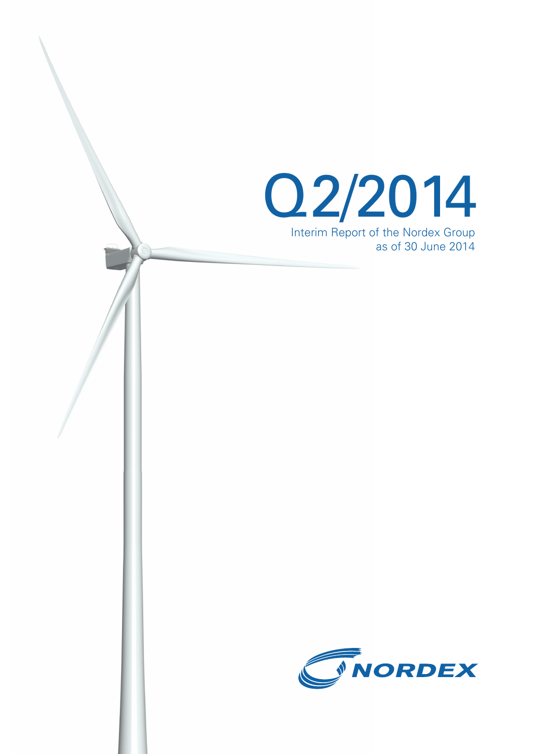# Q2/2014

Interim Report of the Nordex Group
as of 30 June 2014

NORDEX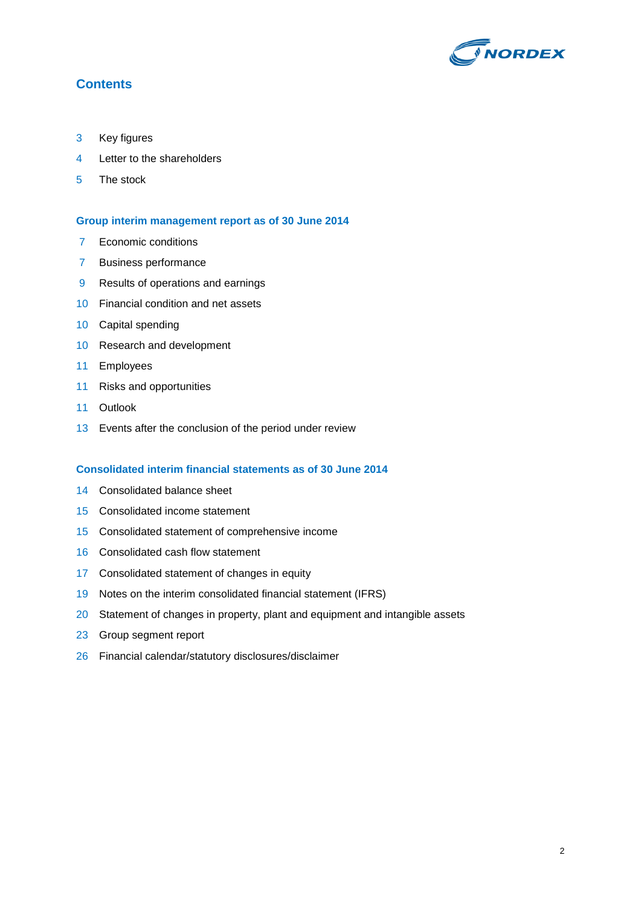# Contents

3 Key figures

4 Letter to the shareholders

5 The stock

## Group interim management report as of 30 June 2014

7 Economic conditions

7 Business performance

9 Results of operations and earnings

10 Financial condition and net assets

10 Capital spending

10 Research and development

11 Employees

11 Risks and opportunities

11 Outlook

13 Events after the conclusion of the period under review

## Consolidated interim financial statements as of 30 June 2014

14 Consolidated balance sheet

15 Consolidated income statement

15 Consolidated statement of comprehensive income

16 Consolidated cash flow statement

17 Consolidated statement of changes in equity

19 Notes on the interim consolidated financial statement (IFRS)

20 Statement of changes in property, plant and equipment and intangible assets

23 Group segment report

26 Financial calendar/statutory disclosures/disclaimer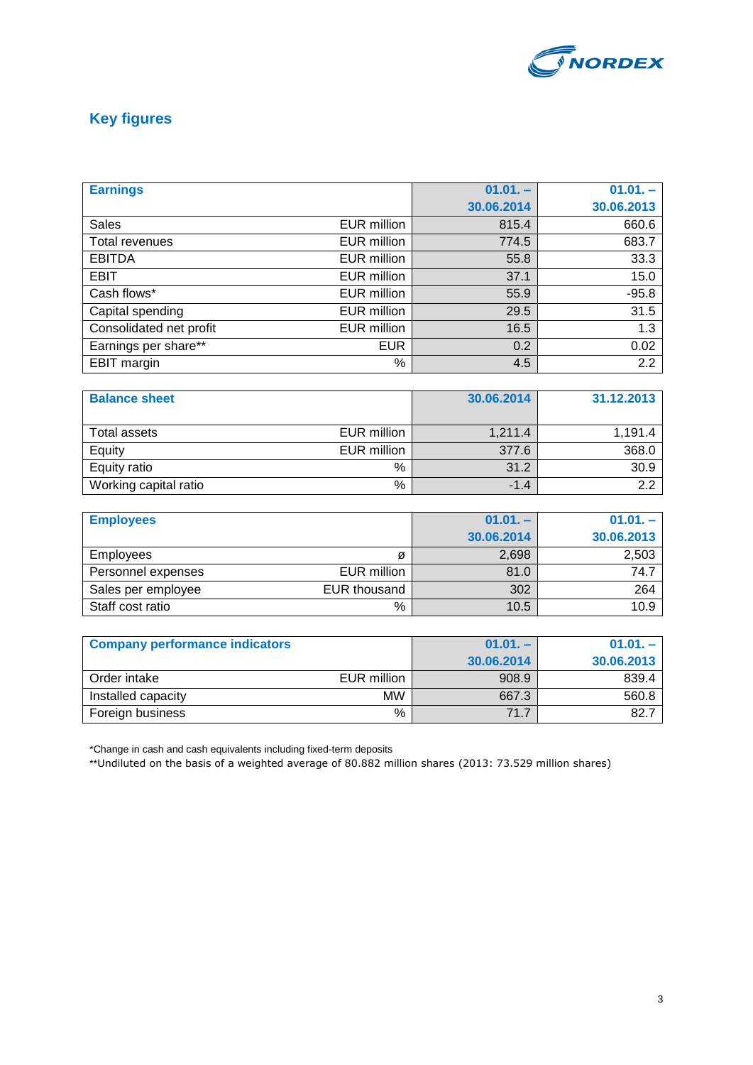## Key figures

| Earnings | | 01.01. – 30.06.2014 | 01.01. – 30.06.2013 |
|---|---|---|---|
| Sales | EUR million | 815.4 | 660.6 |
| Total revenues | EUR million | 774.5 | 683.7 |
| EBITDA | EUR million | 55.8 | 33.3 |
| EBIT | EUR million | 37.1 | 15.0 |
| Cash flows* | EUR million | 55.9 | -95.8 |
| Capital spending | EUR million | 29.5 | 31.5 |
| Consolidated net profit | EUR million | 16.5 | 1.3 |
| Earnings per share** | EUR | 0.2 | 0.02 |
| EBIT margin | % | 4.5 | 2.2 |

| Balance sheet | | 30.06.2014 | 31.12.2013 |
|---|---|---|---|
| Total assets | EUR million | 1,211.4 | 1,191.4 |
| Equity | EUR million | 377.6 | 368.0 |
| Equity ratio | % | 31.2 | 30.9 |
| Working capital ratio | % | -1.4 | 2.2 |

| Employees | | 01.01. – 30.06.2014 | 01.01. – 30.06.2013 |
|---|---|---|---|
| Employees | ø | 2,698 | 2,503 |
| Personnel expenses | EUR million | 81.0 | 74.7 |
| Sales per employee | EUR thousand | 302 | 264 |
| Staff cost ratio | % | 10.5 | 10.9 |

| Company performance indicators | | 01.01. – 30.06.2014 | 01.01. – 30.06.2013 |
|---|---|---|---|
| Order intake | EUR million | 908.9 | 839.4 |
| Installed capacity | MW | 667.3 | 560.8 |
| Foreign business | % | 71.7 | 82.7 |

*Change in cash and cash equivalents including fixed-term deposits

**Undiluted on the basis of a weighted average of 80.882 million shares (2013: 73.529 million shares)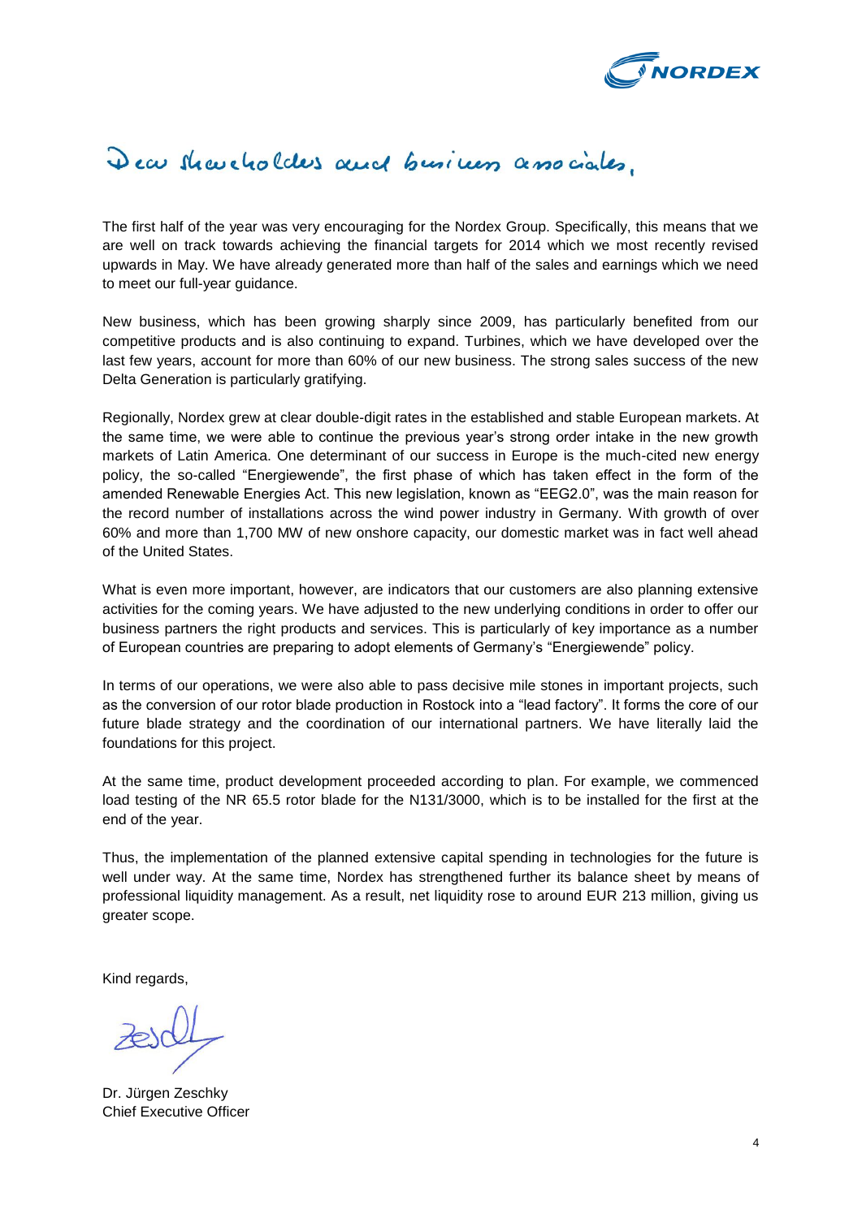# Dear shareholders and business associates,

The first half of the year was very encouraging for the Nordex Group. Specifically, this means that we are well on track towards achieving the financial targets for 2014 which we most recently revised upwards in May. We have already generated more than half of the sales and earnings which we need to meet our full-year guidance.

New business, which has been growing sharply since 2009, has particularly benefited from our competitive products and is also continuing to expand. Turbines, which we have developed over the last few years, account for more than 60% of our new business. The strong sales success of the new Delta Generation is particularly gratifying.

Regionally, Nordex grew at clear double-digit rates in the established and stable European markets. At the same time, we were able to continue the previous year's strong order intake in the new growth markets of Latin America. One determinant of our success in Europe is the much-cited new energy policy, the so-called "Energiewende", the first phase of which has taken effect in the form of the amended Renewable Energies Act. This new legislation, known as "EEG2.0", was the main reason for the record number of installations across the wind power industry in Germany. With growth of over 60% and more than 1,700 MW of new onshore capacity, our domestic market was in fact well ahead of the United States.

What is even more important, however, are indicators that our customers are also planning extensive activities for the coming years. We have adjusted to the new underlying conditions in order to offer our business partners the right products and services. This is particularly of key importance as a number of European countries are preparing to adopt elements of Germany's "Energiewende" policy.

In terms of our operations, we were also able to pass decisive mile stones in important projects, such as the conversion of our rotor blade production in Rostock into a "lead factory". It forms the core of our future blade strategy and the coordination of our international partners. We have literally laid the foundations for this project.

At the same time, product development proceeded according to plan. For example, we commenced load testing of the NR 65.5 rotor blade for the N131/3000, which is to be installed for the first at the end of the year.

Thus, the implementation of the planned extensive capital spending in technologies for the future is well under way. At the same time, Nordex has strengthened further its balance sheet by means of professional liquidity management. As a result, net liquidity rose to around EUR 213 million, giving us greater scope.

Kind regards,

Dr. Jürgen Zeschky
Chief Executive Officer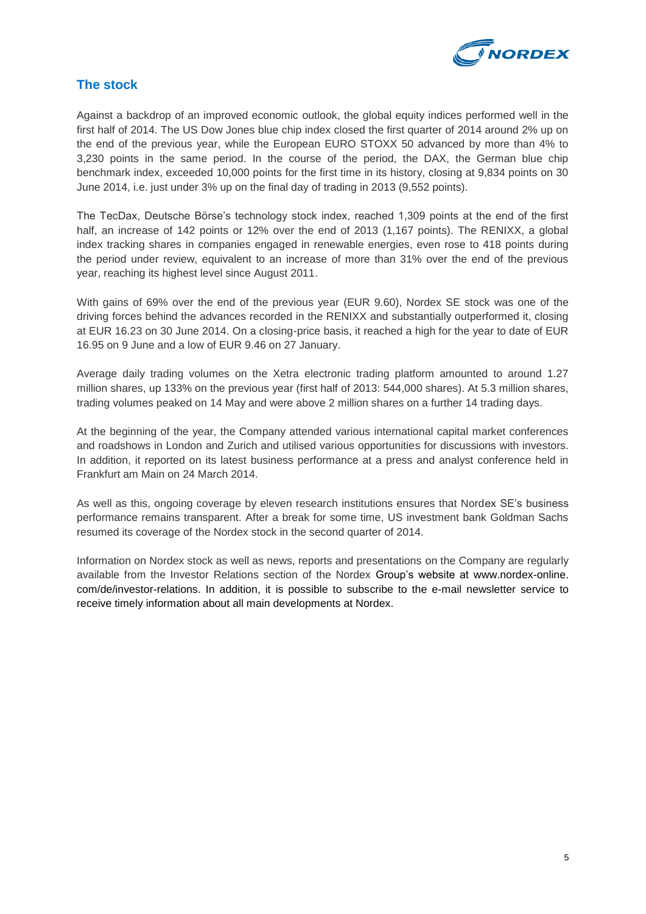## The stock

Against a backdrop of an improved economic outlook, the global equity indices performed well in the first half of 2014. The US Dow Jones blue chip index closed the first quarter of 2014 around 2% up on the end of the previous year, while the European EURO STOXX 50 advanced by more than 4% to 3,230 points in the same period. In the course of the period, the DAX, the German blue chip benchmark index, exceeded 10,000 points for the first time in its history, closing at 9,834 points on 30 June 2014, i.e. just under 3% up on the final day of trading in 2013 (9,552 points).

The TecDax, Deutsche Börse's technology stock index, reached 1,309 points at the end of the first half, an increase of 142 points or 12% over the end of 2013 (1,167 points). The RENIXX, a global index tracking shares in companies engaged in renewable energies, even rose to 418 points during the period under review, equivalent to an increase of more than 31% over the end of the previous year, reaching its highest level since August 2011.

With gains of 69% over the end of the previous year (EUR 9.60), Nordex SE stock was one of the driving forces behind the advances recorded in the RENIXX and substantially outperformed it, closing at EUR 16.23 on 30 June 2014. On a closing-price basis, it reached a high for the year to date of EUR 16.95 on 9 June and a low of EUR 9.46 on 27 January.

Average daily trading volumes on the Xetra electronic trading platform amounted to around 1.27 million shares, up 133% on the previous year (first half of 2013: 544,000 shares). At 5.3 million shares, trading volumes peaked on 14 May and were above 2 million shares on a further 14 trading days.

At the beginning of the year, the Company attended various international capital market conferences and roadshows in London and Zurich and utilised various opportunities for discussions with investors. In addition, it reported on its latest business performance at a press and analyst conference held in Frankfurt am Main on 24 March 2014.

As well as this, ongoing coverage by eleven research institutions ensures that Nordex SE's business performance remains transparent. After a break for some time, US investment bank Goldman Sachs resumed its coverage of the Nordex stock in the second quarter of 2014.

Information on Nordex stock as well as news, reports and presentations on the Company are regularly available from the Investor Relations section of the Nordex Group's website at www.nordex-online.com/de/investor-relations. In addition, it is possible to subscribe to the e-mail newsletter service to receive timely information about all main developments at Nordex.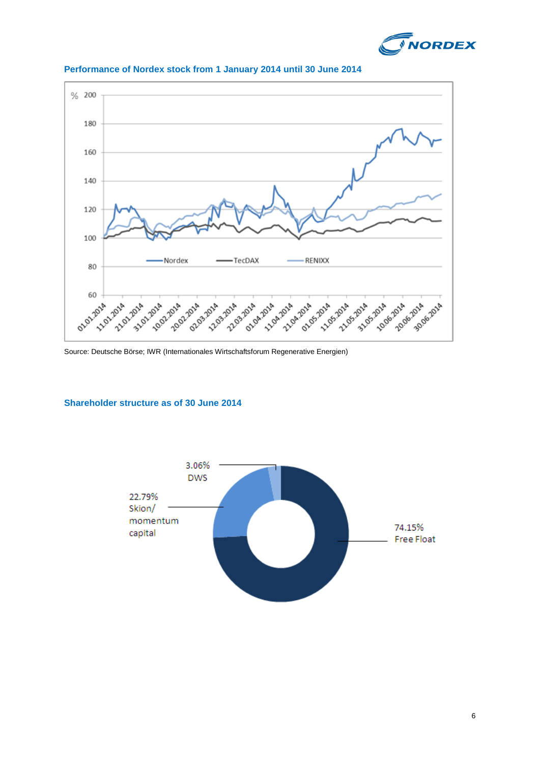### Performance of Nordex stock from 1 January 2014 until 30 June 2014

Source: Deutsche Börse; IWR (Internationales Wirtschaftsforum Regenerative Energien)

### Shareholder structure as of 30 June 2014

- 74.15% Free Float
- 22.79% Skion/ momentum capital
- 3.06% DWS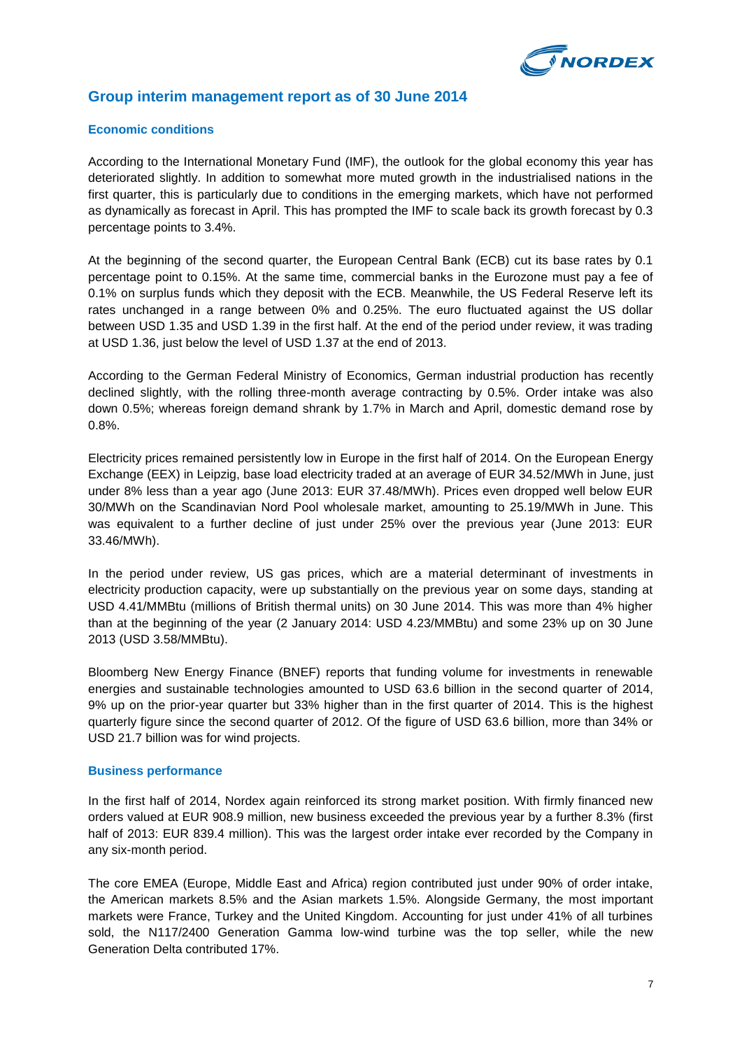## Group interim management report as of 30 June 2014

### Economic conditions

According to the International Monetary Fund (IMF), the outlook for the global economy this year has deteriorated slightly. In addition to somewhat more muted growth in the industrialised nations in the first quarter, this is particularly due to conditions in the emerging markets, which have not performed as dynamically as forecast in April. This has prompted the IMF to scale back its growth forecast by 0.3 percentage points to 3.4%.

At the beginning of the second quarter, the European Central Bank (ECB) cut its base rates by 0.1 percentage point to 0.15%. At the same time, commercial banks in the Eurozone must pay a fee of 0.1% on surplus funds which they deposit with the ECB. Meanwhile, the US Federal Reserve left its rates unchanged in a range between 0% and 0.25%. The euro fluctuated against the US dollar between USD 1.35 and USD 1.39 in the first half. At the end of the period under review, it was trading at USD 1.36, just below the level of USD 1.37 at the end of 2013.

According to the German Federal Ministry of Economics, German industrial production has recently declined slightly, with the rolling three-month average contracting by 0.5%. Order intake was also down 0.5%; whereas foreign demand shrank by 1.7% in March and April, domestic demand rose by 0.8%.

Electricity prices remained persistently low in Europe in the first half of 2014. On the European Energy Exchange (EEX) in Leipzig, base load electricity traded at an average of EUR 34.52/MWh in June, just under 8% less than a year ago (June 2013: EUR 37.48/MWh). Prices even dropped well below EUR 30/MWh on the Scandinavian Nord Pool wholesale market, amounting to 25.19/MWh in June. This was equivalent to a further decline of just under 25% over the previous year (June 2013: EUR 33.46/MWh).

In the period under review, US gas prices, which are a material determinant of investments in electricity production capacity, were up substantially on the previous year on some days, standing at USD 4.41/MMBtu (millions of British thermal units) on 30 June 2014. This was more than 4% higher than at the beginning of the year (2 January 2014: USD 4.23/MMBtu) and some 23% up on 30 June 2013 (USD 3.58/MMBtu).

Bloomberg New Energy Finance (BNEF) reports that funding volume for investments in renewable energies and sustainable technologies amounted to USD 63.6 billion in the second quarter of 2014, 9% up on the prior-year quarter but 33% higher than in the first quarter of 2014. This is the highest quarterly figure since the second quarter of 2012. Of the figure of USD 63.6 billion, more than 34% or USD 21.7 billion was for wind projects.

### Business performance

In the first half of 2014, Nordex again reinforced its strong market position. With firmly financed new orders valued at EUR 908.9 million, new business exceeded the previous year by a further 8.3% (first half of 2013: EUR 839.4 million). This was the largest order intake ever recorded by the Company in any six-month period.

The core EMEA (Europe, Middle East and Africa) region contributed just under 90% of order intake, the American markets 8.5% and the Asian markets 1.5%. Alongside Germany, the most important markets were France, Turkey and the United Kingdom. Accounting for just under 41% of all turbines sold, the N117/2400 Generation Gamma low-wind turbine was the top seller, while the new Generation Delta contributed 17%.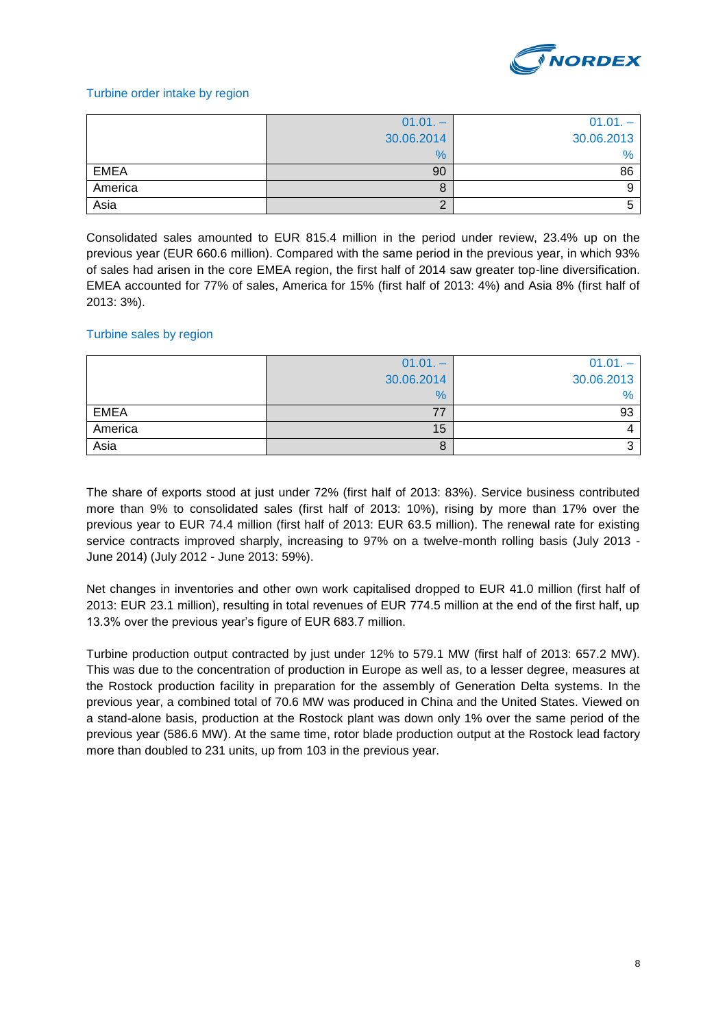### Turbine order intake by region

| | 01.01. – 30.06.2014 % | 01.01. – 30.06.2013 % |
|---|---|---|
| EMEA | 90 | 86 |
| America | 8 | 9 |
| Asia | 2 | 5 |

Consolidated sales amounted to EUR 815.4 million in the period under review, 23.4% up on the previous year (EUR 660.6 million). Compared with the same period in the previous year, in which 93% of sales had arisen in the core EMEA region, the first half of 2014 saw greater top-line diversification. EMEA accounted for 77% of sales, America for 15% (first half of 2013: 4%) and Asia 8% (first half of 2013: 3%).

### Turbine sales by region

| | 01.01. – 30.06.2014 % | 01.01. – 30.06.2013 % |
|---|---|---|
| EMEA | 77 | 93 |
| America | 15 | 4 |
| Asia | 8 | 3 |

The share of exports stood at just under 72% (first half of 2013: 83%). Service business contributed more than 9% to consolidated sales (first half of 2013: 10%), rising by more than 17% over the previous year to EUR 74.4 million (first half of 2013: EUR 63.5 million). The renewal rate for existing service contracts improved sharply, increasing to 97% on a twelve-month rolling basis (July 2013 - June 2014) (July 2012 - June 2013: 59%).

Net changes in inventories and other own work capitalised dropped to EUR 41.0 million (first half of 2013: EUR 23.1 million), resulting in total revenues of EUR 774.5 million at the end of the first half, up 13.3% over the previous year's figure of EUR 683.7 million.

Turbine production output contracted by just under 12% to 579.1 MW (first half of 2013: 657.2 MW). This was due to the concentration of production in Europe as well as, to a lesser degree, measures at the Rostock production facility in preparation for the assembly of Generation Delta systems. In the previous year, a combined total of 70.6 MW was produced in China and the United States. Viewed on a stand-alone basis, production at the Rostock plant was down only 1% over the same period of the previous year (586.6 MW). At the same time, rotor blade production output at the Rostock lead factory more than doubled to 231 units, up from 103 in the previous year.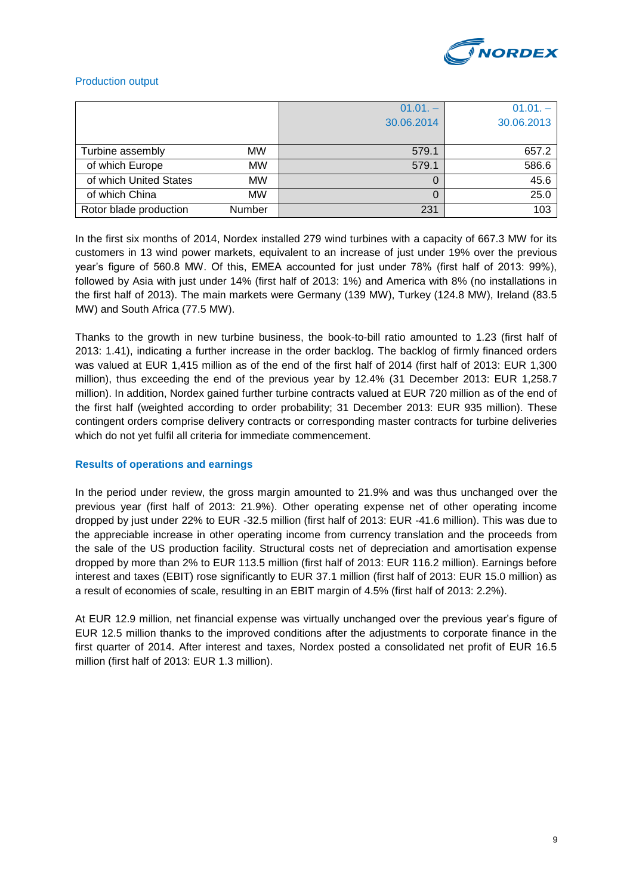Production output

| | | 01.01. – 30.06.2014 | 01.01. – 30.06.2013 |
|---|---|---|---|
| Turbine assembly | MW | 579.1 | 657.2 |
| of which Europe | MW | 579.1 | 586.6 |
| of which United States | MW | 0 | 45.6 |
| of which China | MW | 0 | 25.0 |
| Rotor blade production | Number | 231 | 103 |

In the first six months of 2014, Nordex installed 279 wind turbines with a capacity of 667.3 MW for its customers in 13 wind power markets, equivalent to an increase of just under 19% over the previous year's figure of 560.8 MW. Of this, EMEA accounted for just under 78% (first half of 2013: 99%), followed by Asia with just under 14% (first half of 2013: 1%) and America with 8% (no installations in the first half of 2013). The main markets were Germany (139 MW), Turkey (124.8 MW), Ireland (83.5 MW) and South Africa (77.5 MW).

Thanks to the growth in new turbine business, the book-to-bill ratio amounted to 1.23 (first half of 2013: 1.41), indicating a further increase in the order backlog. The backlog of firmly financed orders was valued at EUR 1,415 million as of the end of the first half of 2014 (first half of 2013: EUR 1,300 million), thus exceeding the end of the previous year by 12.4% (31 December 2013: EUR 1,258.7 million). In addition, Nordex gained further turbine contracts valued at EUR 720 million as of the end of the first half (weighted according to order probability; 31 December 2013: EUR 935 million). These contingent orders comprise delivery contracts or corresponding master contracts for turbine deliveries which do not yet fulfil all criteria for immediate commencement.

### Results of operations and earnings

In the period under review, the gross margin amounted to 21.9% and was thus unchanged over the previous year (first half of 2013: 21.9%). Other operating expense net of other operating income dropped by just under 22% to EUR -32.5 million (first half of 2013: EUR -41.6 million). This was due to the appreciable increase in other operating income from currency translation and the proceeds from the sale of the US production facility. Structural costs net of depreciation and amortisation expense dropped by more than 2% to EUR 113.5 million (first half of 2013: EUR 116.2 million). Earnings before interest and taxes (EBIT) rose significantly to EUR 37.1 million (first half of 2013: EUR 15.0 million) as a result of economies of scale, resulting in an EBIT margin of 4.5% (first half of 2013: 2.2%).

At EUR 12.9 million, net financial expense was virtually unchanged over the previous year's figure of EUR 12.5 million thanks to the improved conditions after the adjustments to corporate finance in the first quarter of 2014. After interest and taxes, Nordex posted a consolidated net profit of EUR 16.5 million (first half of 2013: EUR 1.3 million).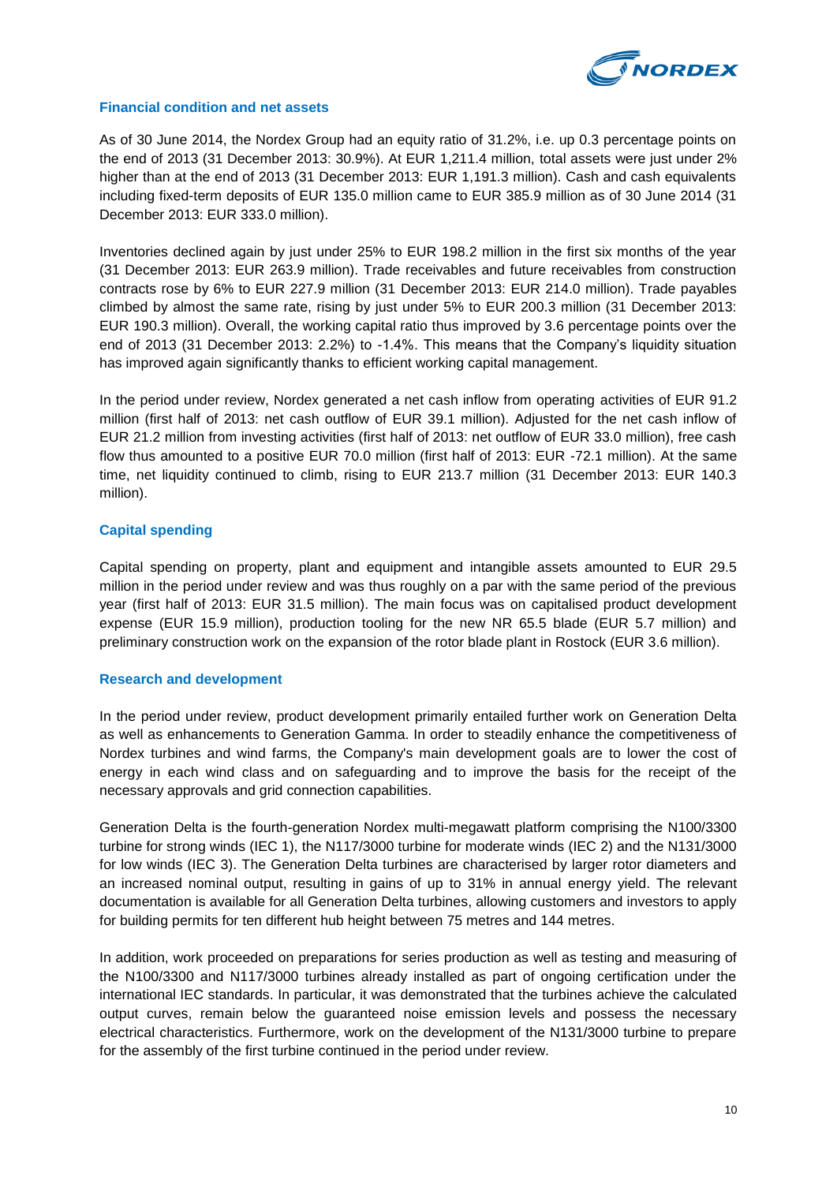### Financial condition and net assets

As of 30 June 2014, the Nordex Group had an equity ratio of 31.2%, i.e. up 0.3 percentage points on the end of 2013 (31 December 2013: 30.9%). At EUR 1,211.4 million, total assets were just under 2% higher than at the end of 2013 (31 December 2013: EUR 1,191.3 million). Cash and cash equivalents including fixed-term deposits of EUR 135.0 million came to EUR 385.9 million as of 30 June 2014 (31 December 2013: EUR 333.0 million).

Inventories declined again by just under 25% to EUR 198.2 million in the first six months of the year (31 December 2013: EUR 263.9 million). Trade receivables and future receivables from construction contracts rose by 6% to EUR 227.9 million (31 December 2013: EUR 214.0 million). Trade payables climbed by almost the same rate, rising by just under 5% to EUR 200.3 million (31 December 2013: EUR 190.3 million). Overall, the working capital ratio thus improved by 3.6 percentage points over the end of 2013 (31 December 2013: 2.2%) to -1.4%. This means that the Company's liquidity situation has improved again significantly thanks to efficient working capital management.

In the period under review, Nordex generated a net cash inflow from operating activities of EUR 91.2 million (first half of 2013: net cash outflow of EUR 39.1 million). Adjusted for the net cash inflow of EUR 21.2 million from investing activities (first half of 2013: net outflow of EUR 33.0 million), free cash flow thus amounted to a positive EUR 70.0 million (first half of 2013: EUR -72.1 million). At the same time, net liquidity continued to climb, rising to EUR 213.7 million (31 December 2013: EUR 140.3 million).

### Capital spending

Capital spending on property, plant and equipment and intangible assets amounted to EUR 29.5 million in the period under review and was thus roughly on a par with the same period of the previous year (first half of 2013: EUR 31.5 million). The main focus was on capitalised product development expense (EUR 15.9 million), production tooling for the new NR 65.5 blade (EUR 5.7 million) and preliminary construction work on the expansion of the rotor blade plant in Rostock (EUR 3.6 million).

### Research and development

In the period under review, product development primarily entailed further work on Generation Delta as well as enhancements to Generation Gamma. In order to steadily enhance the competitiveness of Nordex turbines and wind farms, the Company's main development goals are to lower the cost of energy in each wind class and on safeguarding and to improve the basis for the receipt of the necessary approvals and grid connection capabilities.

Generation Delta is the fourth-generation Nordex multi-megawatt platform comprising the N100/3300 turbine for strong winds (IEC 1), the N117/3000 turbine for moderate winds (IEC 2) and the N131/3000 for low winds (IEC 3). The Generation Delta turbines are characterised by larger rotor diameters and an increased nominal output, resulting in gains of up to 31% in annual energy yield. The relevant documentation is available for all Generation Delta turbines, allowing customers and investors to apply for building permits for ten different hub height between 75 metres and 144 metres.

In addition, work proceeded on preparations for series production as well as testing and measuring of the N100/3300 and N117/3000 turbines already installed as part of ongoing certification under the international IEC standards. In particular, it was demonstrated that the turbines achieve the calculated output curves, remain below the guaranteed noise emission levels and possess the necessary electrical characteristics. Furthermore, work on the development of the N131/3000 turbine to prepare for the assembly of the first turbine continued in the period under review.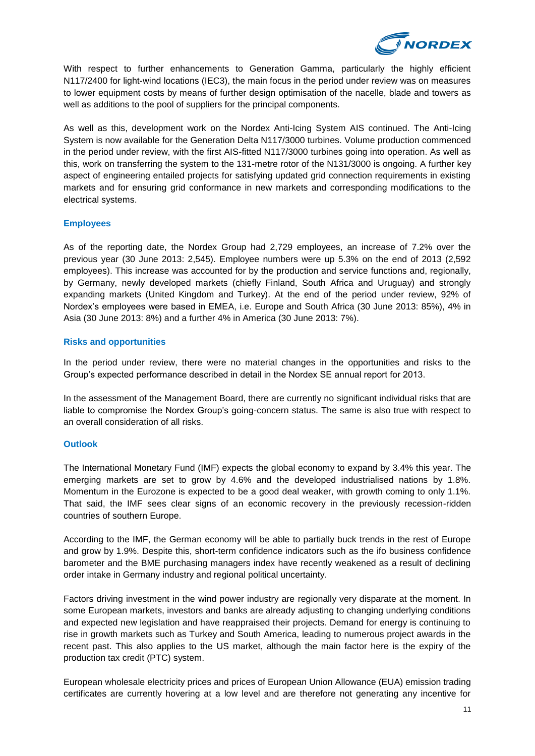With respect to further enhancements to Generation Gamma, particularly the highly efficient N117/2400 for light-wind locations (IEC3), the main focus in the period under review was on measures to lower equipment costs by means of further design optimisation of the nacelle, blade and towers as well as additions to the pool of suppliers for the principal components.

As well as this, development work on the Nordex Anti-Icing System AIS continued. The Anti-Icing System is now available for the Generation Delta N117/3000 turbines. Volume production commenced in the period under review, with the first AIS-fitted N117/3000 turbines going into operation. As well as this, work on transferring the system to the 131-metre rotor of the N131/3000 is ongoing. A further key aspect of engineering entailed projects for satisfying updated grid connection requirements in existing markets and for ensuring grid conformance in new markets and corresponding modifications to the electrical systems.

## Employees

As of the reporting date, the Nordex Group had 2,729 employees, an increase of 7.2% over the previous year (30 June 2013: 2,545). Employee numbers were up 5.3% on the end of 2013 (2,592 employees). This increase was accounted for by the production and service functions and, regionally, by Germany, newly developed markets (chiefly Finland, South Africa and Uruguay) and strongly expanding markets (United Kingdom and Turkey). At the end of the period under review, 92% of Nordex's employees were based in EMEA, i.e. Europe and South Africa (30 June 2013: 85%), 4% in Asia (30 June 2013: 8%) and a further 4% in America (30 June 2013: 7%).

## Risks and opportunities

In the period under review, there were no material changes in the opportunities and risks to the Group's expected performance described in detail in the Nordex SE annual report for 2013.

In the assessment of the Management Board, there are currently no significant individual risks that are liable to compromise the Nordex Group's going-concern status. The same is also true with respect to an overall consideration of all risks.

## Outlook

The International Monetary Fund (IMF) expects the global economy to expand by 3.4% this year. The emerging markets are set to grow by 4.6% and the developed industrialised nations by 1.8%. Momentum in the Eurozone is expected to be a good deal weaker, with growth coming to only 1.1%. That said, the IMF sees clear signs of an economic recovery in the previously recession-ridden countries of southern Europe.

According to the IMF, the German economy will be able to partially buck trends in the rest of Europe and grow by 1.9%. Despite this, short-term confidence indicators such as the ifo business confidence barometer and the BME purchasing managers index have recently weakened as a result of declining order intake in Germany industry and regional political uncertainty.

Factors driving investment in the wind power industry are regionally very disparate at the moment. In some European markets, investors and banks are already adjusting to changing underlying conditions and expected new legislation and have reappraised their projects. Demand for energy is continuing to rise in growth markets such as Turkey and South America, leading to numerous project awards in the recent past. This also applies to the US market, although the main factor here is the expiry of the production tax credit (PTC) system.

European wholesale electricity prices and prices of European Union Allowance (EUA) emission trading certificates are currently hovering at a low level and are therefore not generating any incentive for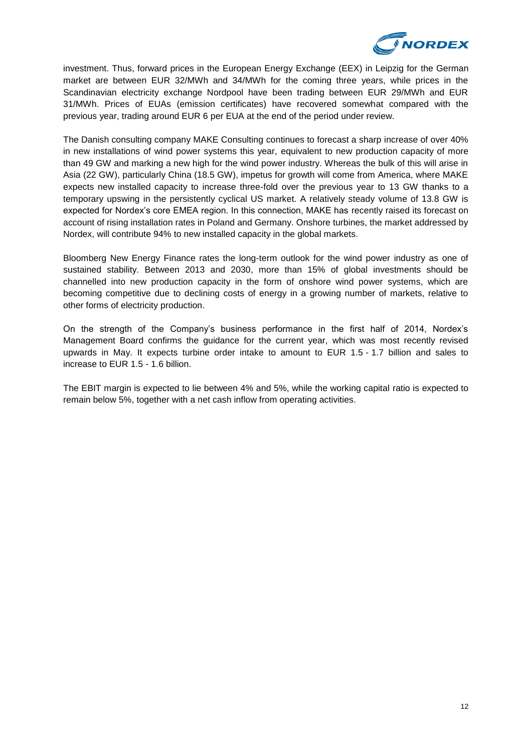investment. Thus, forward prices in the European Energy Exchange (EEX) in Leipzig for the German market are between EUR 32/MWh and 34/MWh for the coming three years, while prices in the Scandinavian electricity exchange Nordpool have been trading between EUR 29/MWh and EUR 31/MWh. Prices of EUAs (emission certificates) have recovered somewhat compared with the previous year, trading around EUR 6 per EUA at the end of the period under review.

The Danish consulting company MAKE Consulting continues to forecast a sharp increase of over 40% in new installations of wind power systems this year, equivalent to new production capacity of more than 49 GW and marking a new high for the wind power industry. Whereas the bulk of this will arise in Asia (22 GW), particularly China (18.5 GW), impetus for growth will come from America, where MAKE expects new installed capacity to increase three-fold over the previous year to 13 GW thanks to a temporary upswing in the persistently cyclical US market. A relatively steady volume of 13.8 GW is expected for Nordex's core EMEA region. In this connection, MAKE has recently raised its forecast on account of rising installation rates in Poland and Germany. Onshore turbines, the market addressed by Nordex, will contribute 94% to new installed capacity in the global markets.

Bloomberg New Energy Finance rates the long-term outlook for the wind power industry as one of sustained stability. Between 2013 and 2030, more than 15% of global investments should be channelled into new production capacity in the form of onshore wind power systems, which are becoming competitive due to declining costs of energy in a growing number of markets, relative to other forms of electricity production.

On the strength of the Company's business performance in the first half of 2014, Nordex's Management Board confirms the guidance for the current year, which was most recently revised upwards in May. It expects turbine order intake to amount to EUR 1.5 - 1.7 billion and sales to increase to EUR 1.5 - 1.6 billion.

The EBIT margin is expected to lie between 4% and 5%, while the working capital ratio is expected to remain below 5%, together with a net cash inflow from operating activities.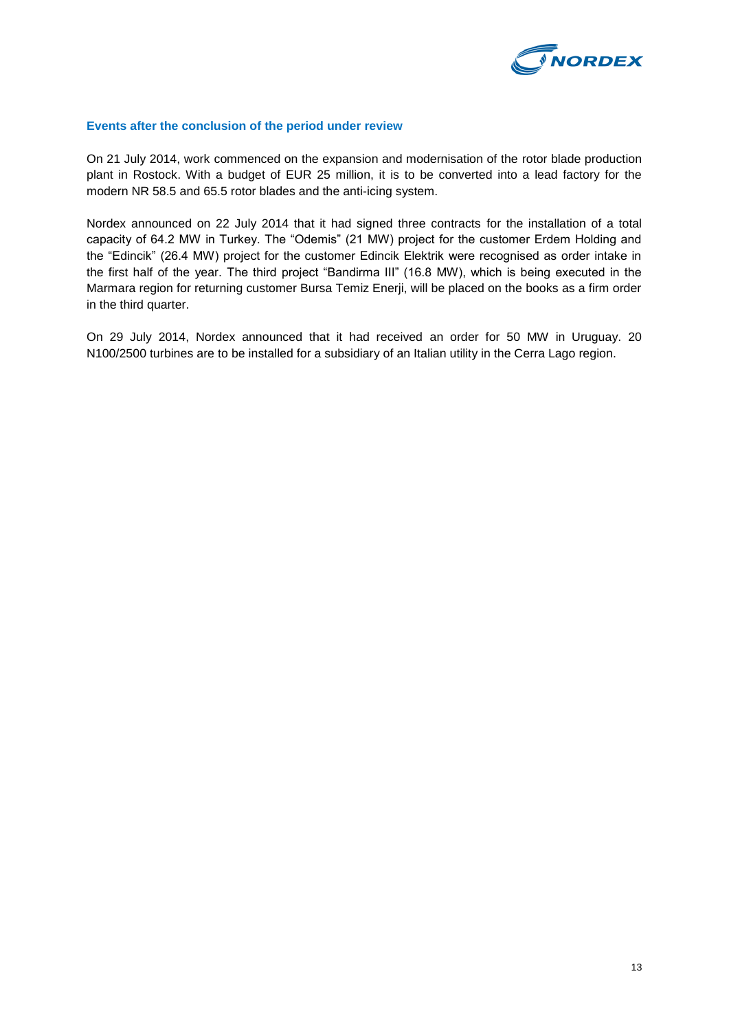### Events after the conclusion of the period under review

On 21 July 2014, work commenced on the expansion and modernisation of the rotor blade production plant in Rostock. With a budget of EUR 25 million, it is to be converted into a lead factory for the modern NR 58.5 and 65.5 rotor blades and the anti-icing system.

Nordex announced on 22 July 2014 that it had signed three contracts for the installation of a total capacity of 64.2 MW in Turkey. The "Odemis" (21 MW) project for the customer Erdem Holding and the "Edincik" (26.4 MW) project for the customer Edincik Elektrik were recognised as order intake in the first half of the year. The third project "Bandirma III" (16.8 MW), which is being executed in the Marmara region for returning customer Bursa Temiz Enerji, will be placed on the books as a firm order in the third quarter.

On 29 July 2014, Nordex announced that it had received an order for 50 MW in Uruguay. 20 N100/2500 turbines are to be installed for a subsidiary of an Italian utility in the Cerra Lago region.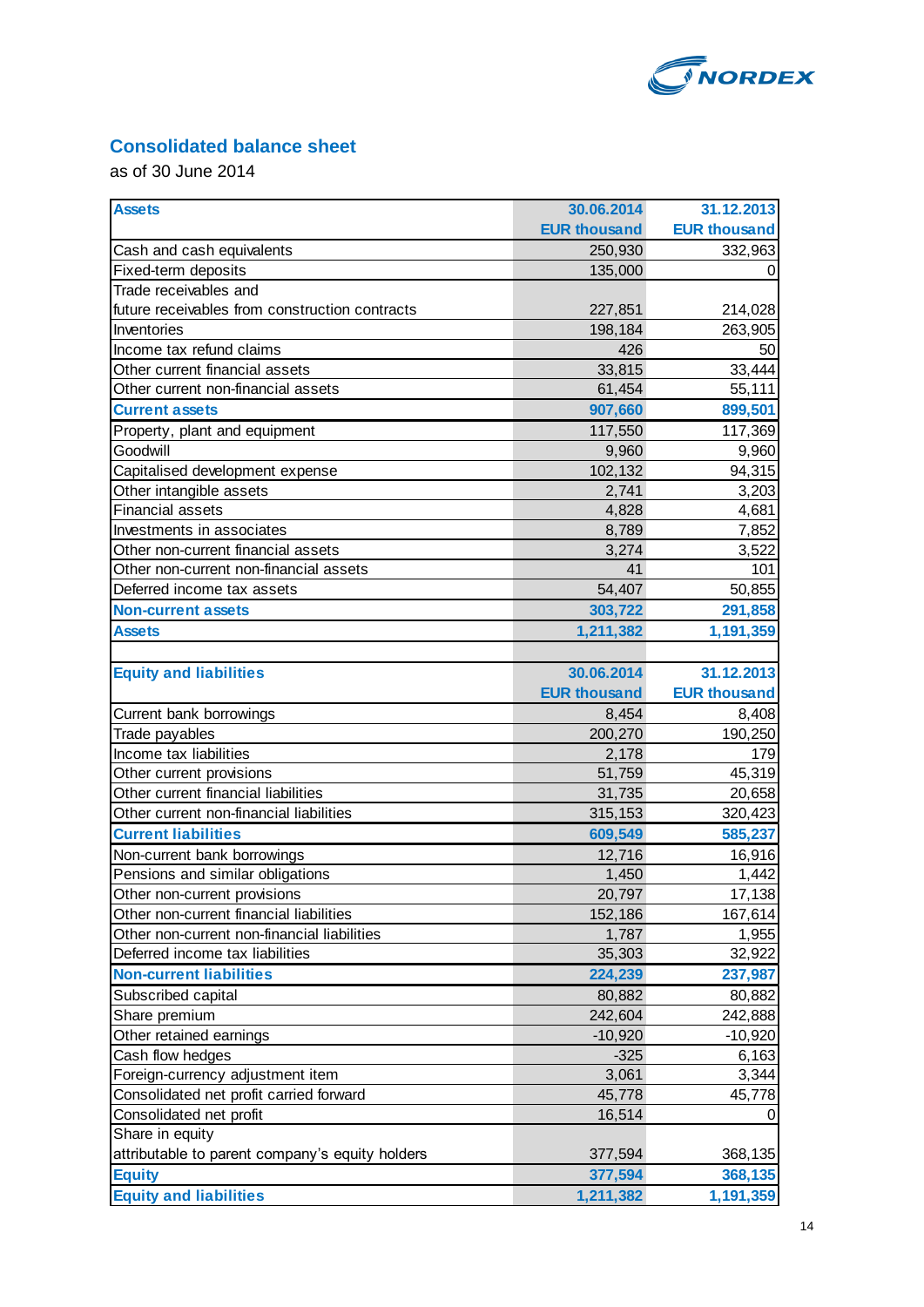## Consolidated balance sheet

as of 30 June 2014

| Assets | 30.06.2014<br>EUR thousand | 31.12.2013<br>EUR thousand |
|---|---|---|
| Cash and cash equivalents | 250,930 | 332,963 |
| Fixed-term deposits | 135,000 | 0 |
| Trade receivables and future receivables from construction contracts | 227,851 | 214,028 |
| Inventories | 198,184 | 263,905 |
| Income tax refund claims | 426 | 50 |
| Other current financial assets | 33,815 | 33,444 |
| Other current non-financial assets | 61,454 | 55,111 |
| **Current assets** | **907,660** | **899,501** |
| Property, plant and equipment | 117,550 | 117,369 |
| Goodwill | 9,960 | 9,960 |
| Capitalised development expense | 102,132 | 94,315 |
| Other intangible assets | 2,741 | 3,203 |
| Financial assets | 4,828 | 4,681 |
| Investments in associates | 8,789 | 7,852 |
| Other non-current financial assets | 3,274 | 3,522 |
| Other non-current non-financial assets | 41 | 101 |
| Deferred income tax assets | 54,407 | 50,855 |
| **Non-current assets** | **303,722** | **291,858** |
| **Assets** | **1,211,382** | **1,191,359** |

| Equity and liabilities | 30.06.2014<br>EUR thousand | 31.12.2013<br>EUR thousand |
|---|---|---|
| Current bank borrowings | 8,454 | 8,408 |
| Trade payables | 200,270 | 190,250 |
| Income tax liabilities | 2,178 | 179 |
| Other current provisions | 51,759 | 45,319 |
| Other current financial liabilities | 31,735 | 20,658 |
| Other current non-financial liabilities | 315,153 | 320,423 |
| **Current liabilities** | **609,549** | **585,237** |
| Non-current bank borrowings | 12,716 | 16,916 |
| Pensions and similar obligations | 1,450 | 1,442 |
| Other non-current provisions | 20,797 | 17,138 |
| Other non-current financial liabilities | 152,186 | 167,614 |
| Other non-current non-financial liabilities | 1,787 | 1,955 |
| Deferred income tax liabilities | 35,303 | 32,922 |
| **Non-current liabilities** | **224,239** | **237,987** |
| Subscribed capital | 80,882 | 80,882 |
| Share premium | 242,604 | 242,888 |
| Other retained earnings | -10,920 | -10,920 |
| Cash flow hedges | -325 | 6,163 |
| Foreign-currency adjustment item | 3,061 | 3,344 |
| Consolidated net profit carried forward | 45,778 | 45,778 |
| Consolidated net profit | 16,514 | 0 |
| Share in equity attributable to parent company's equity holders | 377,594 | 368,135 |
| **Equity** | **377,594** | **368,135** |
| **Equity and liabilities** | **1,211,382** | **1,191,359** |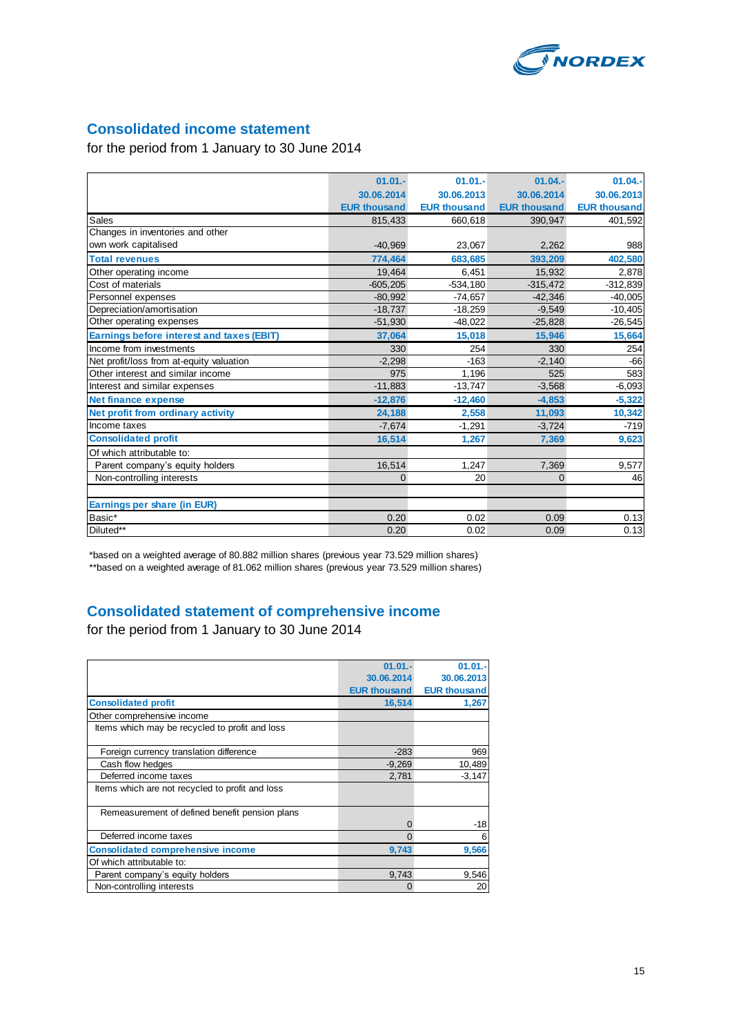## Consolidated income statement

for the period from 1 January to 30 June 2014

| | 01.01.-30.06.2014 EUR thousand | 01.01.-30.06.2013 EUR thousand | 01.04.-30.06.2014 EUR thousand | 01.04.-30.06.2013 EUR thousand |
|---|---|---|---|---|
| Sales | 815,433 | 660,618 | 390,947 | 401,592 |
| Changes in inventories and other own work capitalised | -40,969 | 23,067 | 2,262 | 988 |
| **Total revenues** | **774,464** | **683,685** | **393,209** | **402,580** |
| Other operating income | 19,464 | 6,451 | 15,932 | 2,878 |
| Cost of materials | -605,205 | -534,180 | -315,472 | -312,839 |
| Personnel expenses | -80,992 | -74,657 | -42,346 | -40,005 |
| Depreciation/amortisation | -18,737 | -18,259 | -9,549 | -10,405 |
| Other operating expenses | -51,930 | -48,022 | -25,828 | -26,545 |
| **Earnings before interest and taxes (EBIT)** | **37,064** | **15,018** | **15,946** | **15,664** |
| Income from investments | 330 | 254 | 330 | 254 |
| Net profit/loss from at-equity valuation | -2,298 | -163 | -2,140 | -66 |
| Other interest and similar income | 975 | 1,196 | 525 | 583 |
| Interest and similar expenses | -11,883 | -13,747 | -3,568 | -6,093 |
| **Net finance expense** | **-12,876** | **-12,460** | **-4,853** | **-5,322** |
| **Net profit from ordinary activity** | **24,188** | **2,558** | **11,093** | **10,342** |
| Income taxes | -7,674 | -1,291 | -3,724 | -719 |
| **Consolidated profit** | **16,514** | **1,267** | **7,369** | **9,623** |
| Of which attributable to: | | | | |
| Parent company's equity holders | 16,514 | 1,247 | 7,369 | 9,577 |
| Non-controlling interests | 0 | 20 | 0 | 46 |
| | | | | |
| **Earnings per share (in EUR)** | | | | |
| Basic* | 0.20 | 0.02 | 0.09 | 0.13 |
| Diluted** | 0.20 | 0.02 | 0.09 | 0.13 |

*based on a weighted average of 80.882 million shares (previous year 73.529 million shares)

**based on a weighted average of 81.062 million shares (previous year 73.529 million shares)

## Consolidated statement of comprehensive income

for the period from 1 January to 30 June 2014

| | 01.01.-30.06.2014 EUR thousand | 01.01.-30.06.2013 EUR thousand |
|---|---|---|
| **Consolidated profit** | **16,514** | **1,267** |
| Other comprehensive income | | |
| Items which may be recycled to profit and loss | | |
| Foreign currency translation difference | -283 | 969 |
| Cash flow hedges | -9,269 | 10,489 |
| Deferred income taxes | 2,781 | -3,147 |
| Items which are not recycled to profit and loss | | |
| Remeasurement of defined benefit pension plans | 0 | -18 |
| Deferred income taxes | 0 | 6 |
| **Consolidated comprehensive income** | **9,743** | **9,566** |
| Of which attributable to: | | |
| Parent company's equity holders | 9,743 | 9,546 |
| Non-controlling interests | 0 | 20 |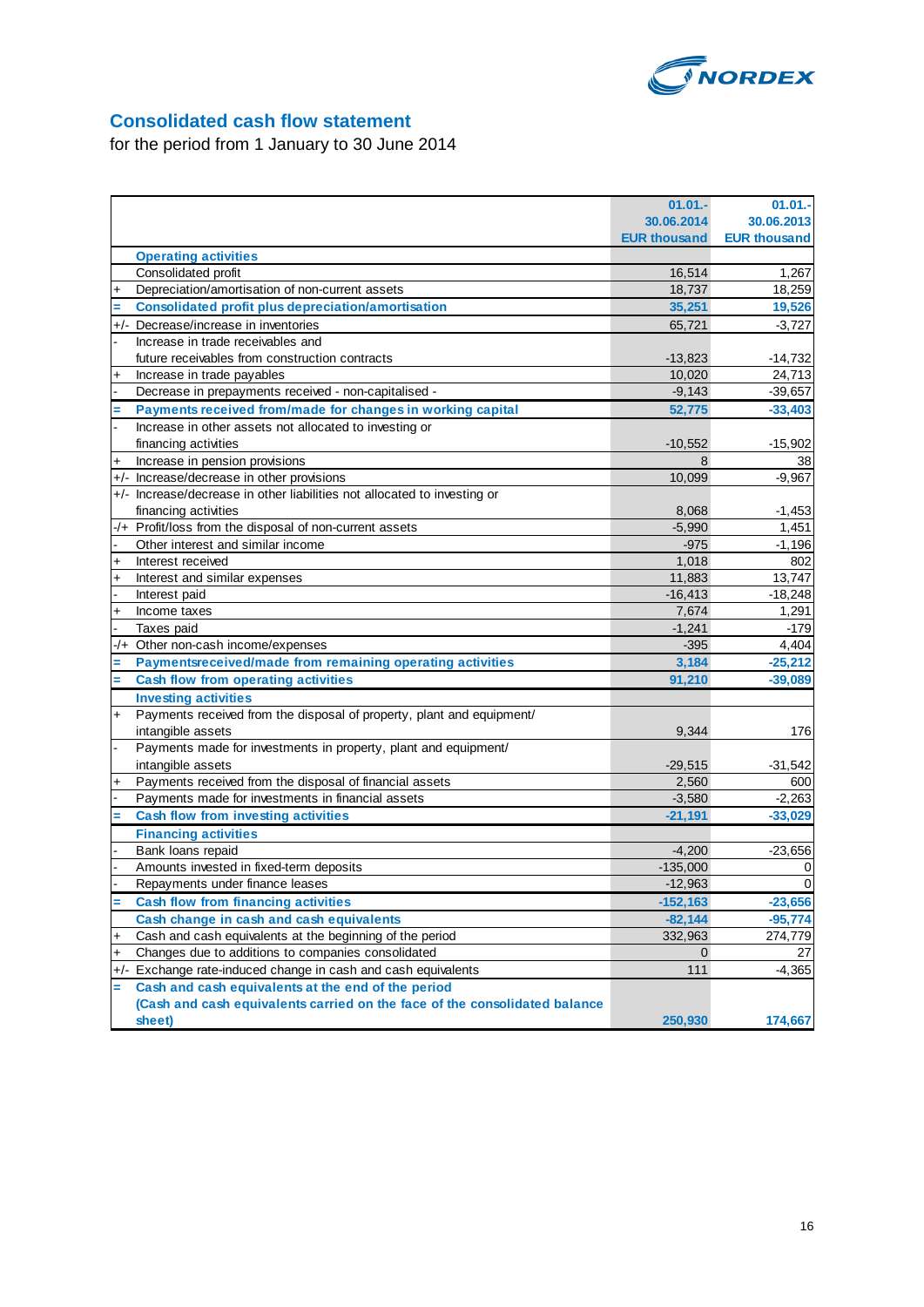## Consolidated cash flow statement

for the period from 1 January to 30 June 2014

| | | 01.01.-30.06.2014 EUR thousand | 01.01.-30.06.2013 EUR thousand |
|---|---|---|---|
| | **Operating activities** | | |
| | Consolidated profit | 16,514 | 1,267 |
| + | Depreciation/amortisation of non-current assets | 18,737 | 18,259 |
| = | **Consolidated profit plus depreciation/amortisation** | **35,251** | **19,526** |
| +/- | Decrease/increase in inventories | 65,721 | -3,727 |
| - | Increase in trade receivables and future receivables from construction contracts | -13,823 | -14,732 |
| + | Increase in trade payables | 10,020 | 24,713 |
| - | Decrease in prepayments received - non-capitalised - | -9,143 | -39,657 |
| = | **Payments received from/made for changes in working capital** | **52,775** | **-33,403** |
| - | Increase in other assets not allocated to investing or financing activities | -10,552 | -15,902 |
| + | Increase in pension provisions | 8 | 38 |
| +/- | Increase/decrease in other provisions | 10,099 | -9,967 |
| +/- | Increase/decrease in other liabilities not allocated to investing or financing activities | 8,068 | -1,453 |
| -/+ | Profit/loss from the disposal of non-current assets | -5,990 | 1,451 |
| - | Other interest and similar income | -975 | -1,196 |
| + | Interest received | 1,018 | 802 |
| + | Interest and similar expenses | 11,883 | 13,747 |
| - | Interest paid | -16,413 | -18,248 |
| + | Income taxes | 7,674 | 1,291 |
| - | Taxes paid | -1,241 | -179 |
| -/+ | Other non-cash income/expenses | -395 | 4,404 |
| = | **Paymentsreceived/made from remaining operating activities** | **3,184** | **-25,212** |
| = | **Cash flow from operating activities** | **91,210** | **-39,089** |
| | **Investing activities** | | |
| + | Payments received from the disposal of property, plant and equipment/ intangible assets | 9,344 | 176 |
| - | Payments made for investments in property, plant and equipment/ intangible assets | -29,515 | -31,542 |
| + | Payments received from the disposal of financial assets | 2,560 | 600 |
| - | Payments made for investments in financial assets | -3,580 | -2,263 |
| = | **Cash flow from investing activities** | **-21,191** | **-33,029** |
| | **Financing activities** | | |
| - | Bank loans repaid | -4,200 | -23,656 |
| - | Amounts invested in fixed-term deposits | -135,000 | 0 |
| - | Repayments under finance leases | -12,963 | 0 |
| = | **Cash flow from financing activities** | **-152,163** | **-23,656** |
| | **Cash change in cash and cash equivalents** | **-82,144** | **-95,774** |
| + | Cash and cash equivalents at the beginning of the period | 332,963 | 274,779 |
| + | Changes due to additions to companies consolidated | 0 | 27 |
| +/- | Exchange rate-induced change in cash and cash equivalents | 111 | -4,365 |
| = | **Cash and cash equivalents at the end of the period (Cash and cash equivalents carried on the face of the consolidated balance sheet)** | **250,930** | **174,667** |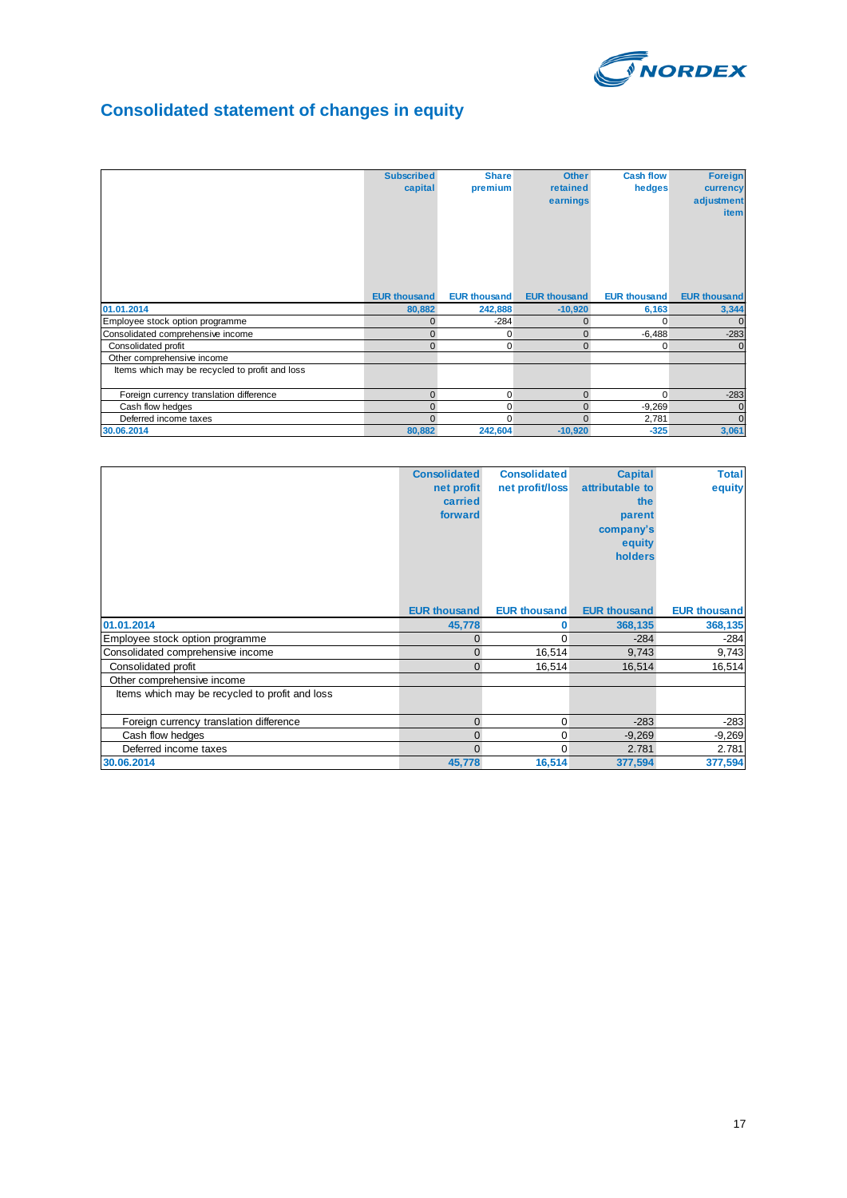# Consolidated statement of changes in equity

| | Subscribed capital | Share premium | Other retained earnings | Cash flow hedges | Foreign currency adjustment item |
|---|---|---|---|---|---|
| | EUR thousand | EUR thousand | EUR thousand | EUR thousand | EUR thousand |
| **01.01.2014** | **80,882** | **242,888** | **-10,920** | **6,163** | **3,344** |
| Employee stock option programme | 0 | -284 | 0 | 0 | 0 |
| Consolidated comprehensive income | 0 | 0 | 0 | -6,488 | -283 |
| Consolidated profit | 0 | 0 | 0 | 0 | 0 |
| Other comprehensive income | | | | | |
| Items which may be recycled to profit and loss | | | | | |
| Foreign currency translation difference | 0 | 0 | 0 | 0 | -283 |
| Cash flow hedges | 0 | 0 | 0 | -9,269 | 0 |
| Deferred income taxes | 0 | 0 | 0 | 2,781 | 0 |
| **30.06.2014** | **80,882** | **242,604** | **-10,920** | **-325** | **3,061** |

| | Consolidated net profit carried forward | Consolidated net profit/loss | Capital attributable to the parent company's equity holders | Total equity |
|---|---|---|---|---|
| | EUR thousand | EUR thousand | EUR thousand | EUR thousand |
| **01.01.2014** | **45,778** | **0** | **368,135** | **368,135** |
| Employee stock option programme | 0 | 0 | -284 | -284 |
| Consolidated comprehensive income | 0 | 16,514 | 9,743 | 9,743 |
| Consolidated profit | 0 | 16,514 | 16,514 | 16,514 |
| Other comprehensive income | | | | |
| Items which may be recycled to profit and loss | | | | |
| Foreign currency translation difference | 0 | 0 | -283 | -283 |
| Cash flow hedges | 0 | 0 | -9,269 | -9,269 |
| Deferred income taxes | 0 | 0 | 2.781 | 2.781 |
| **30.06.2014** | **45,778** | **16,514** | **377,594** | **377,594** |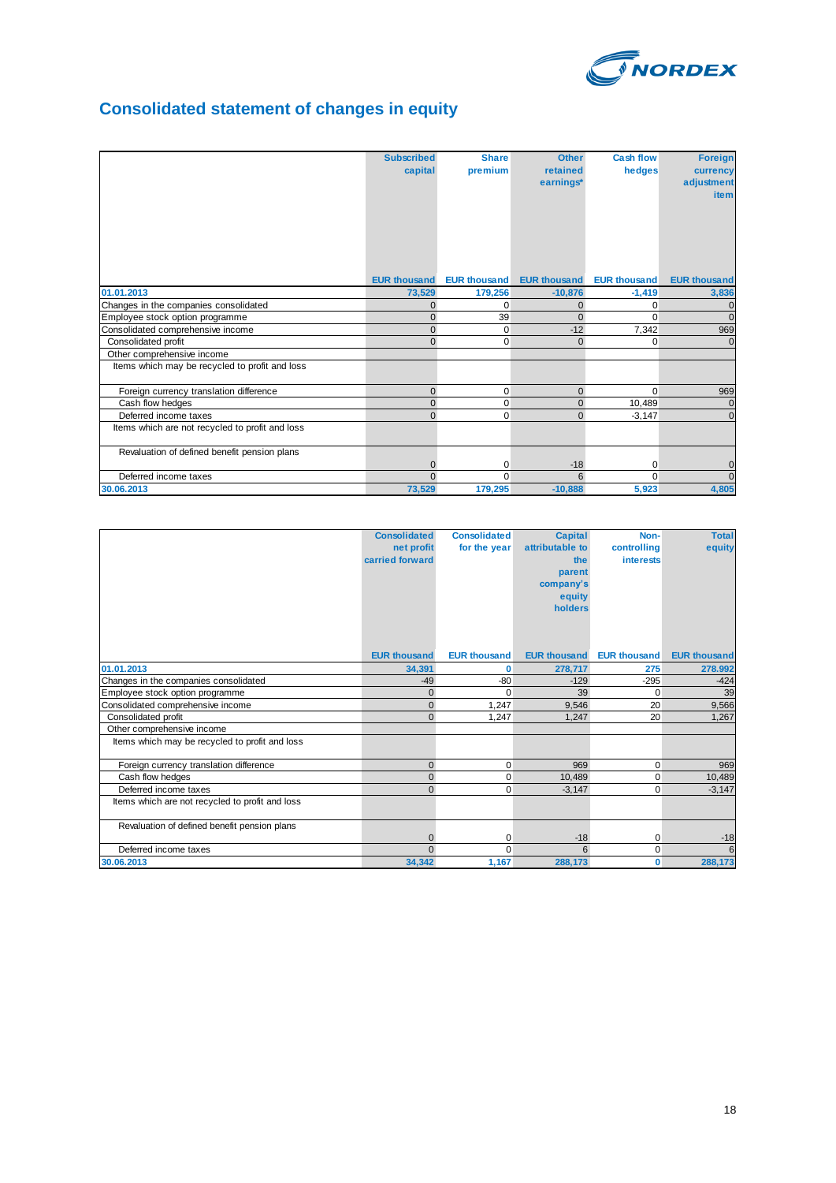# Consolidated statement of changes in equity

| | Subscribed capital | Share premium | Other retained earnings* | Cash flow hedges | Foreign currency adjustment item |
|---|---|---|---|---|---|
| | EUR thousand | EUR thousand | EUR thousand | EUR thousand | EUR thousand |
| **01.01.2013** | **73,529** | **179,256** | **-10,876** | **-1,419** | **3,836** |
| Changes in the companies consolidated | 0 | 0 | 0 | 0 | 0 |
| Employee stock option programme | 0 | 39 | 0 | 0 | 0 |
| Consolidated comprehensive income | 0 | 0 | -12 | 7,342 | 969 |
| Consolidated profit | 0 | 0 | 0 | 0 | 0 |
| Other comprehensive income | | | | | |
| Items which may be recycled to profit and loss | | | | | |
| Foreign currency translation difference | 0 | 0 | 0 | 0 | 969 |
| Cash flow hedges | 0 | 0 | 0 | 10,489 | 0 |
| Deferred income taxes | 0 | 0 | 0 | -3,147 | 0 |
| Items which are not recycled to profit and loss | | | | | |
| Revaluation of defined benefit pension plans | 0 | 0 | -18 | 0 | 0 |
| Deferred income taxes | 0 | 0 | 6 | 0 | 0 |
| **30.06.2013** | **73,529** | **179,295** | **-10,888** | **5,923** | **4,805** |

| | Consolidated net profit carried forward | Consolidated for the year | Capital attributable to the parent company's equity holders | Non-controlling interests | Total equity |
|---|---|---|---|---|---|
| | EUR thousand | EUR thousand | EUR thousand | EUR thousand | EUR thousand |
| **01.01.2013** | **34,391** | **0** | **278,717** | **275** | **278,992** |
| Changes in the companies consolidated | -49 | -80 | -129 | -295 | -424 |
| Employee stock option programme | 0 | 0 | 39 | 0 | 39 |
| Consolidated comprehensive income | 0 | 1,247 | 9,546 | 20 | 9,566 |
| Consolidated profit | 0 | 1,247 | 1,247 | 20 | 1,267 |
| Other comprehensive income | | | | | |
| Items which may be recycled to profit and loss | | | | | |
| Foreign currency translation difference | 0 | 0 | 969 | 0 | 969 |
| Cash flow hedges | 0 | 0 | 10,489 | 0 | 10,489 |
| Deferred income taxes | 0 | 0 | -3,147 | 0 | -3,147 |
| Items which are not recycled to profit and loss | | | | | |
| Revaluation of defined benefit pension plans | 0 | 0 | -18 | 0 | -18 |
| Deferred income taxes | 0 | 0 | 6 | 0 | 6 |
| **30.06.2013** | **34,342** | **1,167** | **288,173** | **0** | **288,173** |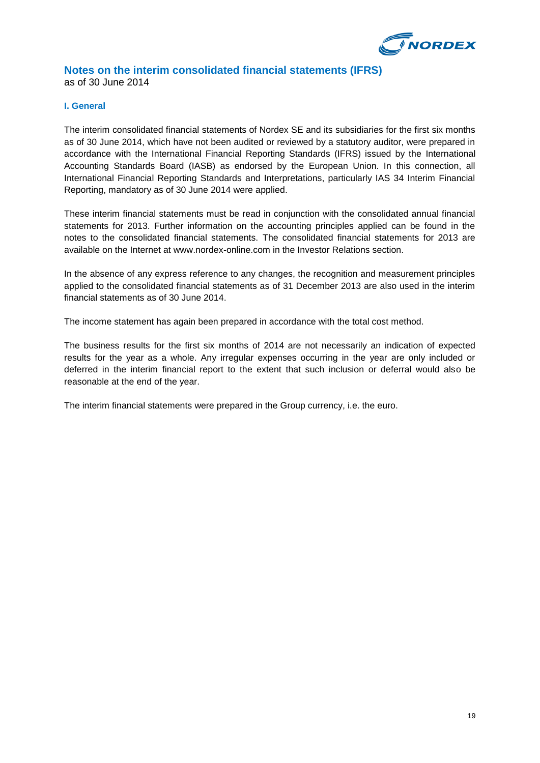# Notes on the interim consolidated financial statements (IFRS)

as of 30 June 2014

## I. General

The interim consolidated financial statements of Nordex SE and its subsidiaries for the first six months as of 30 June 2014, which have not been audited or reviewed by a statutory auditor, were prepared in accordance with the International Financial Reporting Standards (IFRS) issued by the International Accounting Standards Board (IASB) as endorsed by the European Union. In this connection, all International Financial Reporting Standards and Interpretations, particularly IAS 34 Interim Financial Reporting, mandatory as of 30 June 2014 were applied.

These interim financial statements must be read in conjunction with the consolidated annual financial statements for 2013. Further information on the accounting principles applied can be found in the notes to the consolidated financial statements. The consolidated financial statements for 2013 are available on the Internet at www.nordex-online.com in the Investor Relations section.

In the absence of any express reference to any changes, the recognition and measurement principles applied to the consolidated financial statements as of 31 December 2013 are also used in the interim financial statements as of 30 June 2014.

The income statement has again been prepared in accordance with the total cost method.

The business results for the first six months of 2014 are not necessarily an indication of expected results for the year as a whole. Any irregular expenses occurring in the year are only included or deferred in the interim financial report to the extent that such inclusion or deferral would also be reasonable at the end of the year.

The interim financial statements were prepared in the Group currency, i.e. the euro.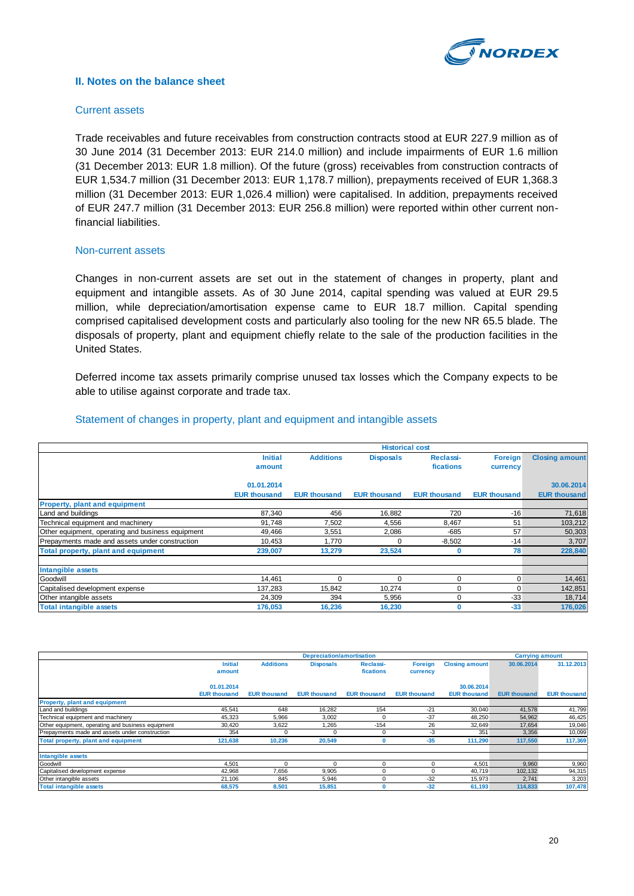## II. Notes on the balance sheet

### Current assets

Trade receivables and future receivables from construction contracts stood at EUR 227.9 million as of 30 June 2014 (31 December 2013: EUR 214.0 million) and include impairments of EUR 1.6 million (31 December 2013: EUR 1.8 million). Of the future (gross) receivables from construction contracts of EUR 1,534.7 million (31 December 2013: EUR 1,178.7 million), prepayments received of EUR 1,368.3 million (31 December 2013: EUR 1,026.4 million) were capitalised. In addition, prepayments received of EUR 247.7 million (31 December 2013: EUR 256.8 million) were reported within other current non-financial liabilities.

### Non-current assets

Changes in non-current assets are set out in the statement of changes in property, plant and equipment and intangible assets. As of 30 June 2014, capital spending was valued at EUR 29.5 million, while depreciation/amortisation expense came to EUR 18.7 million. Capital spending comprised capitalised development costs and particularly also tooling for the new NR 65.5 blade. The disposals of property, plant and equipment chiefly relate to the sale of the production facilities in the United States.

Deferred income tax assets primarily comprise unused tax losses which the Company expects to be able to utilise against corporate and trade tax.

### Statement of changes in property, plant and equipment and intangible assets

| | Historical cost | | | | | |
|---|---|---|---|---|---|---|
| | Initial amount | Additions | Disposals | Reclassi-fications | Foreign currency | Closing amount |
| | 01.01.2014 | | | | | 30.06.2014 |
| | EUR thousand | EUR thousand | EUR thousand | EUR thousand | EUR thousand | EUR thousand |
| **Property, plant and equipment** | | | | | | |
| Land and buildings | 87,340 | 456 | 16,882 | 720 | -16 | 71,618 |
| Technical equipment and machinery | 91,748 | 7,502 | 4,556 | 8,467 | 51 | 103,212 |
| Other equipment, operating and business equipment | 49,466 | 3,551 | 2,086 | -685 | 57 | 50,303 |
| Prepayments made and assets under construction | 10,453 | 1,770 | 0 | -8,502 | -14 | 3,707 |
| **Total property, plant and equipment** | **239,007** | **13,279** | **23,524** | **0** | **78** | **228,840** |
| **Intangible assets** | | | | | | |
| Goodwill | 14,461 | 0 | 0 | 0 | 0 | 14,461 |
| Capitalised development expense | 137,283 | 15,842 | 10,274 | 0 | 0 | 142,851 |
| Other intangible assets | 24,309 | 394 | 5,956 | 0 | -33 | 18,714 |
| **Total intangible assets** | **176,053** | **16,236** | **16,230** | **0** | **-33** | **176,026** |

| | Depreciation/amortisation | | | | | | Carrying amount | |
|---|---|---|---|---|---|---|---|---|
| | Initial amount | Additions | Disposals | Reclassi-fications | Foreign currency | Closing amount | 30.06.2014 | 31.12.2013 |
| | 01.01.2014 | | | | | 30.06.2014 | | |
| | EUR thousand | EUR thousand | EUR thousand | EUR thousand | EUR thousand | EUR thousand | EUR thousand | EUR thousand |
| **Property, plant and equipment** | | | | | | | | |
| Land and buildings | 45,541 | 648 | 16,282 | 154 | -21 | 30,040 | 41,578 | 41,799 |
| Technical equipment and machinery | 45,323 | 5,966 | 3,002 | 0 | -37 | 48,250 | 54,962 | 46,425 |
| Other equipment, operating and business equipment | 30,420 | 3,622 | 1,265 | -154 | 26 | 32,649 | 17,654 | 19,046 |
| Prepayments made and assets under construction | 354 | 0 | 0 | 0 | -3 | 351 | 3,356 | 10,099 |
| **Total property, plant and equipment** | **121,638** | **10,236** | **20,549** | **0** | **-35** | **111,290** | **117,550** | **117,369** |
| **Intangible assets** | | | | | | | | |
| Goodwill | 4,501 | 0 | 0 | 0 | 0 | 4,501 | 9,960 | 9,960 |
| Capitalised development expense | 42,968 | 7,656 | 9,905 | 0 | 0 | 40,719 | 102,132 | 94,315 |
| Other intangible assets | 21,106 | 845 | 5,946 | 0 | -32 | 15,973 | 2,741 | 3,203 |
| **Total intangible assets** | **68,575** | **8,501** | **15,851** | **0** | **-32** | **61,193** | **114,833** | **107,478** |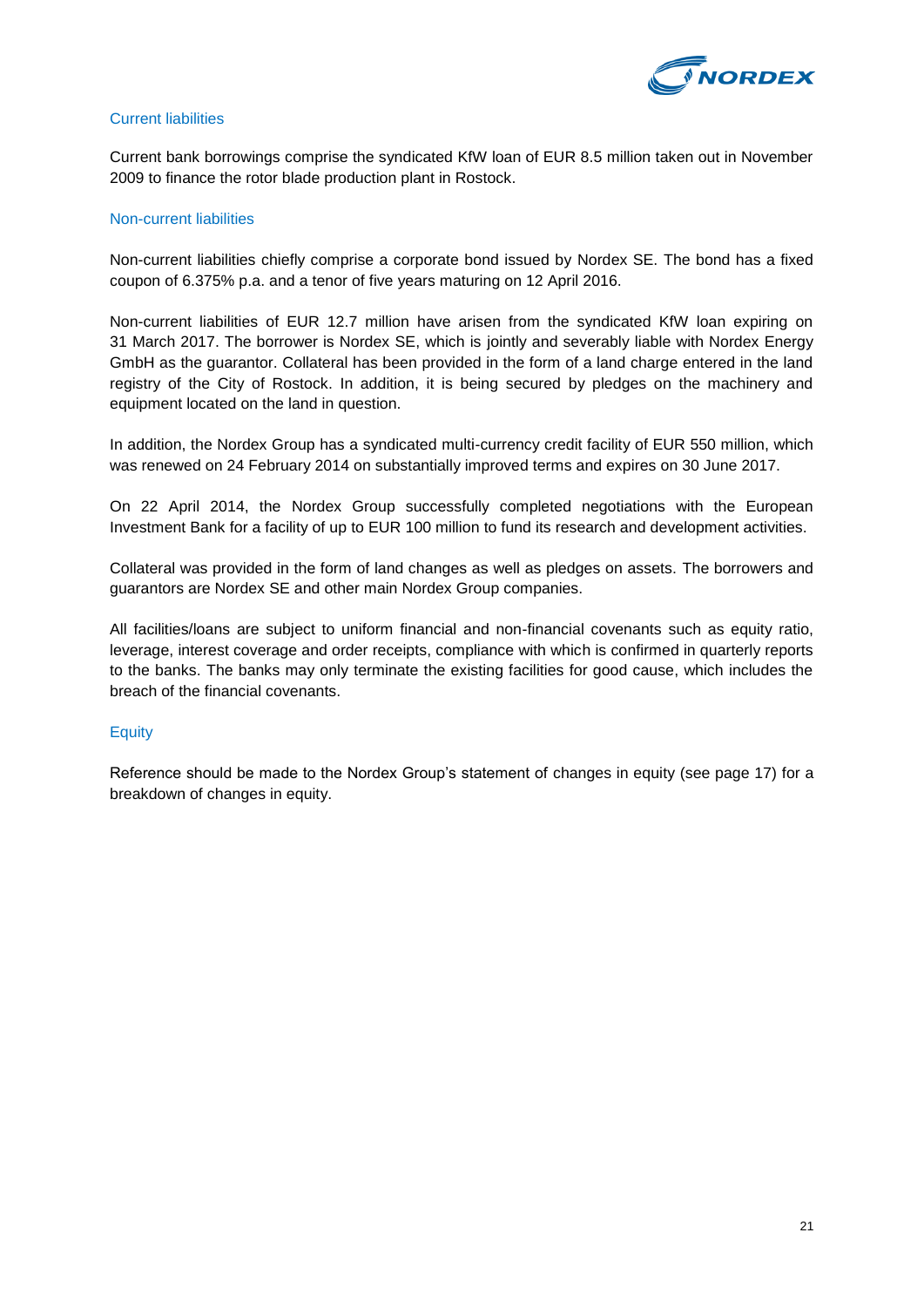### Current liabilities

Current bank borrowings comprise the syndicated KfW loan of EUR 8.5 million taken out in November 2009 to finance the rotor blade production plant in Rostock.

### Non-current liabilities

Non-current liabilities chiefly comprise a corporate bond issued by Nordex SE. The bond has a fixed coupon of 6.375% p.a. and a tenor of five years maturing on 12 April 2016.

Non-current liabilities of EUR 12.7 million have arisen from the syndicated KfW loan expiring on 31 March 2017. The borrower is Nordex SE, which is jointly and severably liable with Nordex Energy GmbH as the guarantor. Collateral has been provided in the form of a land charge entered in the land registry of the City of Rostock. In addition, it is being secured by pledges on the machinery and equipment located on the land in question.

In addition, the Nordex Group has a syndicated multi-currency credit facility of EUR 550 million, which was renewed on 24 February 2014 on substantially improved terms and expires on 30 June 2017.

On 22 April 2014, the Nordex Group successfully completed negotiations with the European Investment Bank for a facility of up to EUR 100 million to fund its research and development activities.

Collateral was provided in the form of land changes as well as pledges on assets. The borrowers and guarantors are Nordex SE and other main Nordex Group companies.

All facilities/loans are subject to uniform financial and non-financial covenants such as equity ratio, leverage, interest coverage and order receipts, compliance with which is confirmed in quarterly reports to the banks. The banks may only terminate the existing facilities for good cause, which includes the breach of the financial covenants.

### Equity

Reference should be made to the Nordex Group's statement of changes in equity (see page 17) for a breakdown of changes in equity.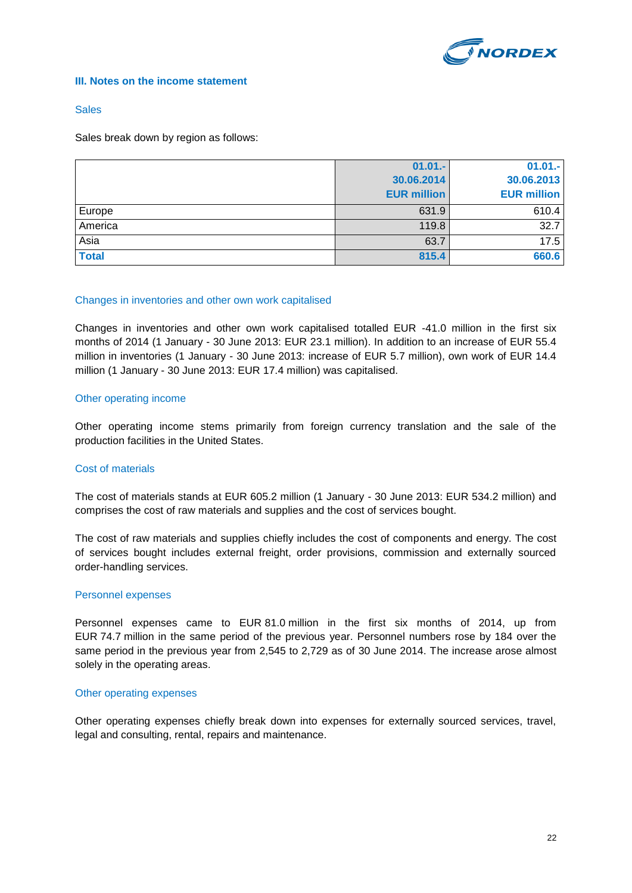### III. Notes on the income statement

#### Sales

Sales break down by region as follows:

| | 01.01.-30.06.2014 EUR million | 01.01.-30.06.2013 EUR million |
|---|---|---|
| Europe | 631.9 | 610.4 |
| America | 119.8 | 32.7 |
| Asia | 63.7 | 17.5 |
| **Total** | **815.4** | **660.6** |

#### Changes in inventories and other own work capitalised

Changes in inventories and other own work capitalised totalled EUR -41.0 million in the first six months of 2014 (1 January - 30 June 2013: EUR 23.1 million). In addition to an increase of EUR 55.4 million in inventories (1 January - 30 June 2013: increase of EUR 5.7 million), own work of EUR 14.4 million (1 January - 30 June 2013: EUR 17.4 million) was capitalised.

#### Other operating income

Other operating income stems primarily from foreign currency translation and the sale of the production facilities in the United States.

#### Cost of materials

The cost of materials stands at EUR 605.2 million (1 January - 30 June 2013: EUR 534.2 million) and comprises the cost of raw materials and supplies and the cost of services bought.

The cost of raw materials and supplies chiefly includes the cost of components and energy. The cost of services bought includes external freight, order provisions, commission and externally sourced order-handling services.

#### Personnel expenses

Personnel expenses came to EUR 81.0 million in the first six months of 2014, up from EUR 74.7 million in the same period of the previous year. Personnel numbers rose by 184 over the same period in the previous year from 2,545 to 2,729 as of 30 June 2014. The increase arose almost solely in the operating areas.

#### Other operating expenses

Other operating expenses chiefly break down into expenses for externally sourced services, travel, legal and consulting, rental, repairs and maintenance.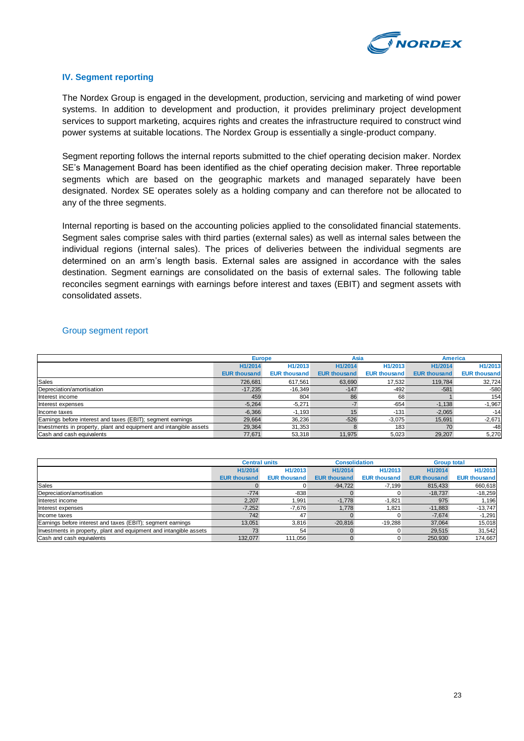## IV. Segment reporting

The Nordex Group is engaged in the development, production, servicing and marketing of wind power systems. In addition to development and production, it provides preliminary project development services to support marketing, acquires rights and creates the infrastructure required to construct wind power systems at suitable locations. The Nordex Group is essentially a single-product company.

Segment reporting follows the internal reports submitted to the chief operating decision maker. Nordex SE's Management Board has been identified as the chief operating decision maker. Three reportable segments which are based on the geographic markets and managed separately have been designated. Nordex SE operates solely as a holding company and can therefore not be allocated to any of the three segments.

Internal reporting is based on the accounting policies applied to the consolidated financial statements. Segment sales comprise sales with third parties (external sales) as well as internal sales between the individual regions (internal sales). The prices of deliveries between the individual segments are determined on an arm's length basis. External sales are assigned in accordance with the sales destination. Segment earnings are consolidated on the basis of external sales. The following table reconciles segment earnings with earnings before interest and taxes (EBIT) and segment assets with consolidated assets.

### Group segment report

| | Europe | | Asia | | America | |
|---|---|---|---|---|---|---|
| | H1/2014 | H1/2013 | H1/2014 | H1/2013 | H1/2014 | H1/2013 |
| | EUR thousand | EUR thousand | EUR thousand | EUR thousand | EUR thousand | EUR thousand |
| Sales | 726,681 | 617,561 | 63,690 | 17,532 | 119,784 | 32,724 |
| Depreciation/amortisation | -17,235 | -16,349 | -147 | -492 | -581 | -580 |
| Interest income | 459 | 804 | 86 | 68 | 1 | 154 |
| Interest expenses | -5,264 | -5,271 | -7 | -654 | -1,138 | -1,967 |
| Income taxes | -6,366 | -1,193 | 15 | -131 | -2,065 | -14 |
| Earnings before interest and taxes (EBIT); segment earnings | 29,664 | 36,236 | -526 | -3,075 | 15,691 | -2,671 |
| Investments in property, plant and equipment and intangible assets | 29,364 | 31,353 | 8 | 183 | 70 | -48 |
| Cash and cash equivalents | 77,671 | 53,318 | 11,975 | 5,023 | 29,207 | 5,270 |

| | Central units | | Consolidation | | Group total | |
|---|---|---|---|---|---|---|
| | H1/2014 | H1/2013 | H1/2014 | H1/2013 | H1/2014 | H1/2013 |
| | EUR thousand | EUR thousand | EUR thousand | EUR thousand | EUR thousand | EUR thousand |
| Sales | 0 | 0 | -94,722 | -7,199 | 815,433 | 660,618 |
| Depreciation/amortisation | -774 | -838 | 0 | 0 | -18,737 | -18,259 |
| Interest income | 2,207 | 1,991 | -1,778 | -1,821 | 975 | 1,196 |
| Interest expenses | -7,252 | -7,676 | 1,778 | 1,821 | -11,883 | -13,747 |
| Income taxes | 742 | 47 | 0 | 0 | -7,674 | -1,291 |
| Earnings before interest and taxes (EBIT); segment earnings | 13,051 | 3,816 | -20,816 | -19,288 | 37,064 | 15,018 |
| Investments in property, plant and equipment and intangible assets | 73 | 54 | 0 | 0 | 29,515 | 31,542 |
| Cash and cash equivalents | 132,077 | 111,056 | 0 | 0 | 250,930 | 174,667 |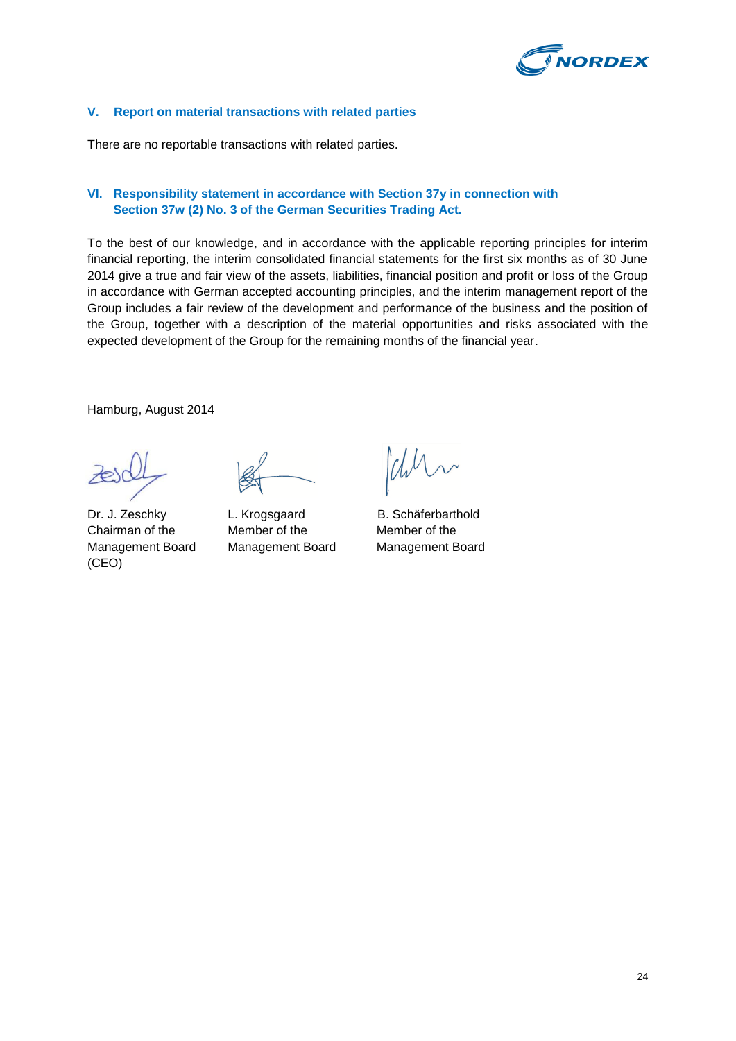## V. Report on material transactions with related parties

There are no reportable transactions with related parties.

## VI. Responsibility statement in accordance with Section 37y in connection with Section 37w (2) No. 3 of the German Securities Trading Act.

To the best of our knowledge, and in accordance with the applicable reporting principles for interim financial reporting, the interim consolidated financial statements for the first six months as of 30 June 2014 give a true and fair view of the assets, liabilities, financial position and profit or loss of the Group in accordance with German accepted accounting principles, and the interim management report of the Group includes a fair review of the development and performance of the business and the position of the Group, together with a description of the material opportunities and risks associated with the expected development of the Group for the remaining months of the financial year.

Hamburg, August 2014

| | | |
|---|---|---|
| Dr. J. Zeschky<br>Chairman of the<br>Management Board<br>(CEO) | L. Krogsgaard<br>Member of the<br>Management Board | B. Schäferbarthold<br>Member of the<br>Management Board |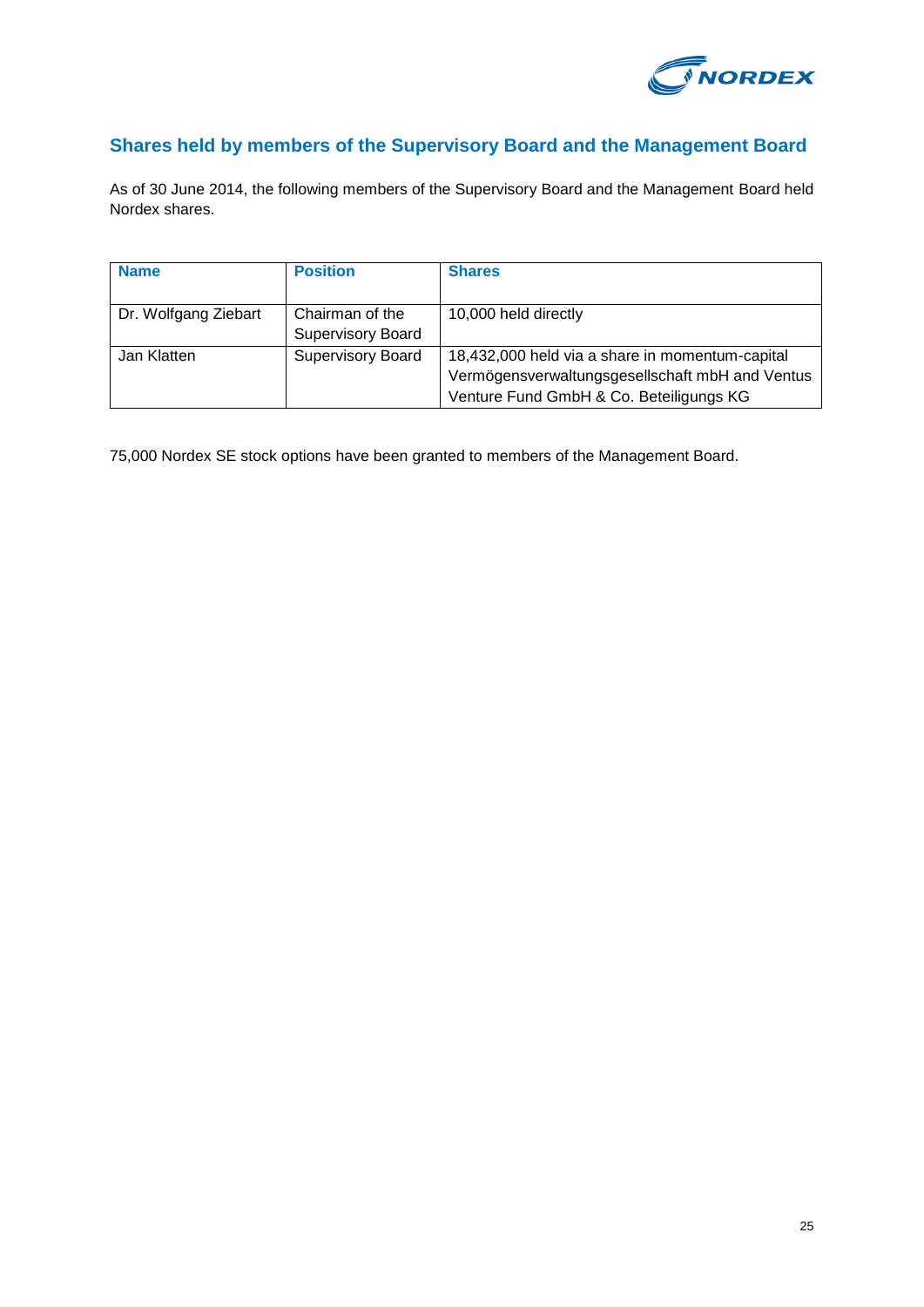## Shares held by members of the Supervisory Board and the Management Board

As of 30 June 2014, the following members of the Supervisory Board and the Management Board held Nordex shares.

| Name | Position | Shares |
|---|---|---|
| Dr. Wolfgang Ziebart | Chairman of the Supervisory Board | 10,000 held directly |
| Jan Klatten | Supervisory Board | 18,432,000 held via a share in momentum-capital Vermögensverwaltungsgesellschaft mbH and Ventus Venture Fund GmbH & Co. Beteiligungs KG |

75,000 Nordex SE stock options have been granted to members of the Management Board.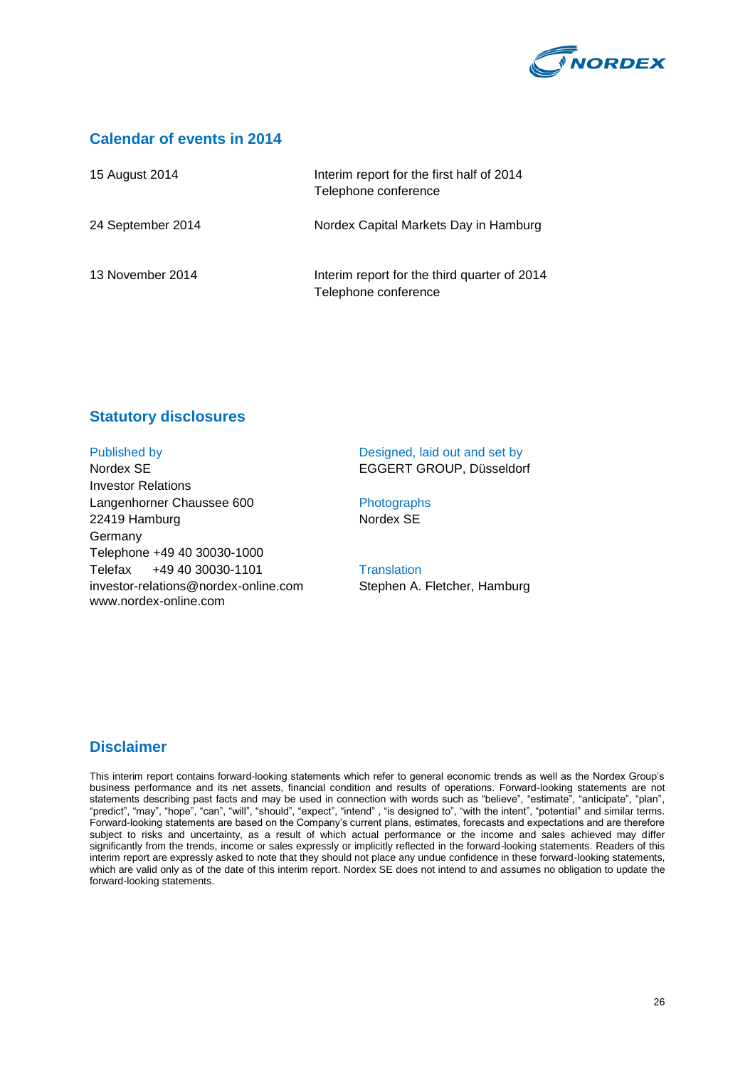## Calendar of events in 2014

| | |
|---|---|
| 15 August 2014 | Interim report for the first half of 2014<br>Telephone conference |
| 24 September 2014 | Nordex Capital Markets Day in Hamburg |
| 13 November 2014 | Interim report for the third quarter of 2014<br>Telephone conference |

## Statutory disclosures

**Published by**
Nordex SE
Investor Relations
Langenhorner Chaussee 600
22419 Hamburg
Germany
Telephone +49 40 30030-1000
Telefax +49 40 30030-1101
investor-relations@nordex-online.com
www.nordex-online.com

**Designed, laid out and set by**
EGGERT GROUP, Düsseldorf

**Photographs**
Nordex SE

**Translation**
Stephen A. Fletcher, Hamburg

## Disclaimer

This interim report contains forward-looking statements which refer to general economic trends as well as the Nordex Group's business performance and its net assets, financial condition and results of operations. Forward-looking statements are not statements describing past facts and may be used in connection with words such as "believe", "estimate", "anticipate", "plan", "predict", "may", "hope", "can", "will", "should", "expect", "intend" , "is designed to", "with the intent", "potential" and similar terms. Forward-looking statements are based on the Company's current plans, estimates, forecasts and expectations and are therefore subject to risks and uncertainty, as a result of which actual performance or the income and sales achieved may differ significantly from the trends, income or sales expressly or implicitly reflected in the forward-looking statements. Readers of this interim report are expressly asked to note that they should not place any undue confidence in these forward-looking statements, which are valid only as of the date of this interim report. Nordex SE does not intend to and assumes no obligation to update the forward-looking statements.